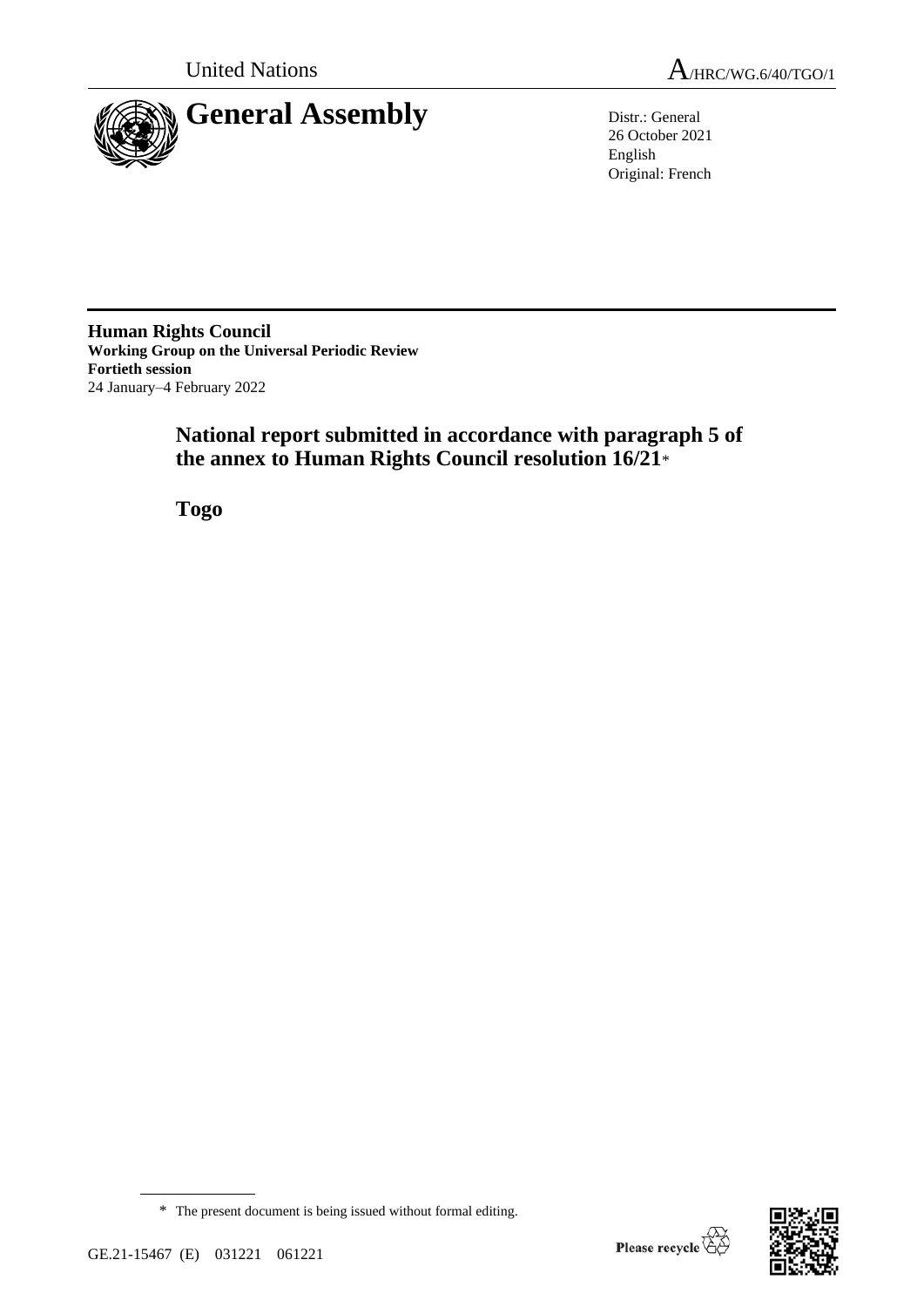United Nations | A/HRC/WG.6/40/TGO/1

# General Assembly

Distr.: General
26 October 2021
English
Original: French

**Human Rights Council**
**Working Group on the Universal Periodic Review**
**Fortieth session**
24 January–4 February 2022

## National report submitted in accordance with paragraph 5 of the annex to Human Rights Council resolution 16/21*

## Togo

\* The present document is being issued without formal editing.

GE.21-15467 (E) 031221 061221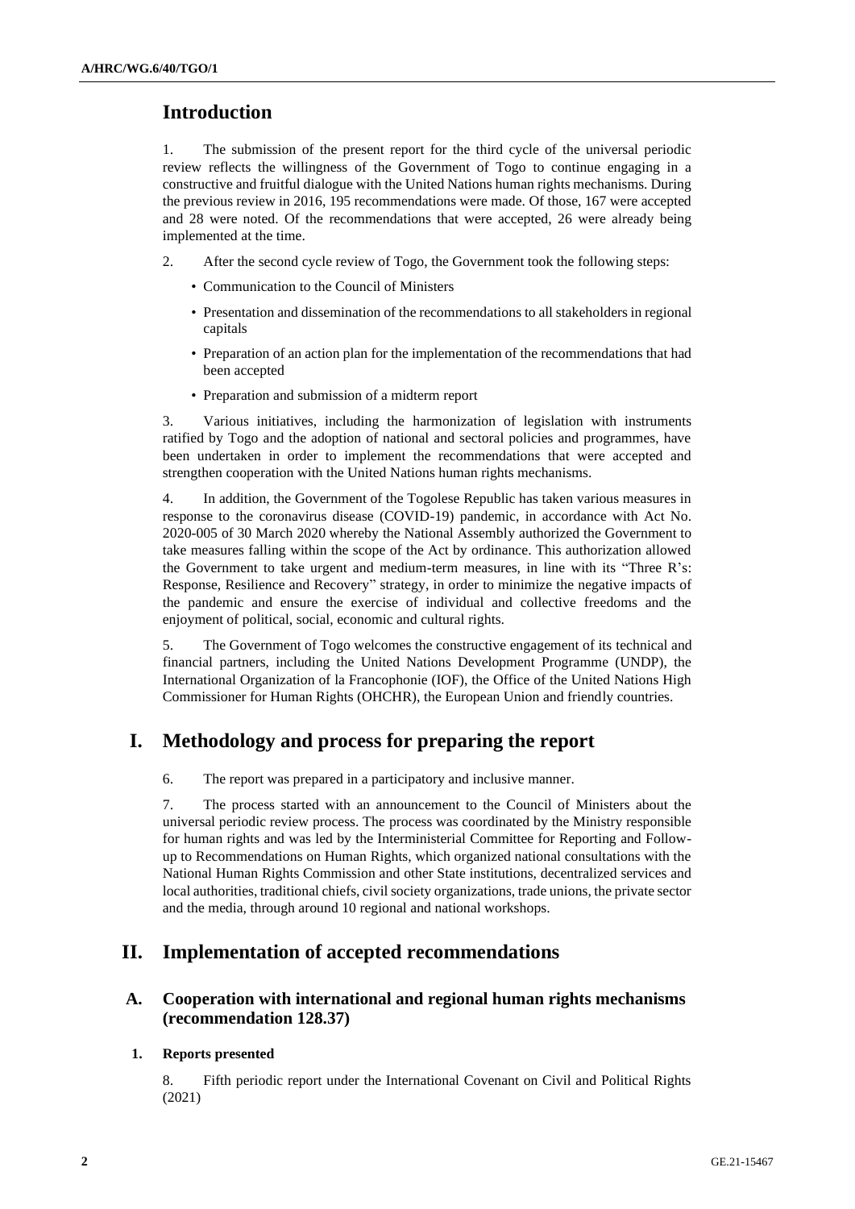## Introduction

1. The submission of the present report for the third cycle of the universal periodic review reflects the willingness of the Government of Togo to continue engaging in a constructive and fruitful dialogue with the United Nations human rights mechanisms. During the previous review in 2016, 195 recommendations were made. Of those, 167 were accepted and 28 were noted. Of the recommendations that were accepted, 26 were already being implemented at the time.

2. After the second cycle review of Togo, the Government took the following steps:

- Communication to the Council of Ministers
- Presentation and dissemination of the recommendations to all stakeholders in regional capitals
- Preparation of an action plan for the implementation of the recommendations that had been accepted
- Preparation and submission of a midterm report

3. Various initiatives, including the harmonization of legislation with instruments ratified by Togo and the adoption of national and sectoral policies and programmes, have been undertaken in order to implement the recommendations that were accepted and strengthen cooperation with the United Nations human rights mechanisms.

4. In addition, the Government of the Togolese Republic has taken various measures in response to the coronavirus disease (COVID-19) pandemic, in accordance with Act No. 2020-005 of 30 March 2020 whereby the National Assembly authorized the Government to take measures falling within the scope of the Act by ordinance. This authorization allowed the Government to take urgent and medium-term measures, in line with its "Three R's: Response, Resilience and Recovery" strategy, in order to minimize the negative impacts of the pandemic and ensure the exercise of individual and collective freedoms and the enjoyment of political, social, economic and cultural rights.

5. The Government of Togo welcomes the constructive engagement of its technical and financial partners, including the United Nations Development Programme (UNDP), the International Organization of la Francophonie (IOF), the Office of the United Nations High Commissioner for Human Rights (OHCHR), the European Union and friendly countries.

## I. Methodology and process for preparing the report

6. The report was prepared in a participatory and inclusive manner.

7. The process started with an announcement to the Council of Ministers about the universal periodic review process. The process was coordinated by the Ministry responsible for human rights and was led by the Interministerial Committee for Reporting and Follow-up to Recommendations on Human Rights, which organized national consultations with the National Human Rights Commission and other State institutions, decentralized services and local authorities, traditional chiefs, civil society organizations, trade unions, the private sector and the media, through around 10 regional and national workshops.

## II. Implementation of accepted recommendations

### A. Cooperation with international and regional human rights mechanisms (recommendation 128.37)

#### 1. Reports presented

8. Fifth periodic report under the International Covenant on Civil and Political Rights (2021)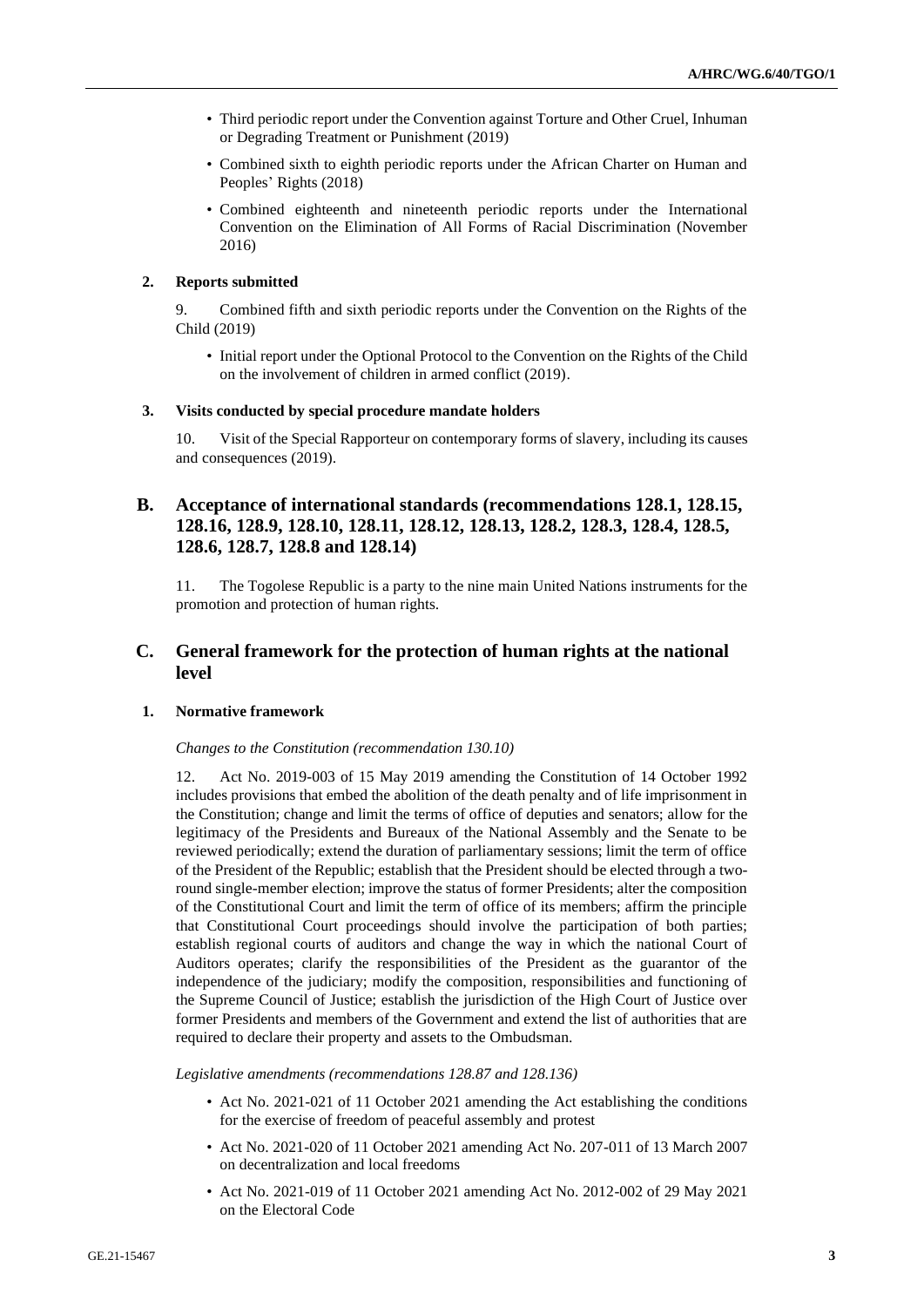- Third periodic report under the Convention against Torture and Other Cruel, Inhuman or Degrading Treatment or Punishment (2019)
- Combined sixth to eighth periodic reports under the African Charter on Human and Peoples' Rights (2018)
- Combined eighteenth and nineteenth periodic reports under the International Convention on the Elimination of All Forms of Racial Discrimination (November 2016)

### 2. Reports submitted

9. Combined fifth and sixth periodic reports under the Convention on the Rights of the Child (2019)

- Initial report under the Optional Protocol to the Convention on the Rights of the Child on the involvement of children in armed conflict (2019).

### 3. Visits conducted by special procedure mandate holders

10. Visit of the Special Rapporteur on contemporary forms of slavery, including its causes and consequences (2019).

## B. Acceptance of international standards (recommendations 128.1, 128.15, 128.16, 128.9, 128.10, 128.11, 128.12, 128.13, 128.2, 128.3, 128.4, 128.5, 128.6, 128.7, 128.8 and 128.14)

11. The Togolese Republic is a party to the nine main United Nations instruments for the promotion and protection of human rights.

## C. General framework for the protection of human rights at the national level

### 1. Normative framework

*Changes to the Constitution (recommendation 130.10)*

12. Act No. 2019-003 of 15 May 2019 amending the Constitution of 14 October 1992 includes provisions that embed the abolition of the death penalty and of life imprisonment in the Constitution; change and limit the terms of office of deputies and senators; allow for the legitimacy of the Presidents and Bureaux of the National Assembly and the Senate to be reviewed periodically; extend the duration of parliamentary sessions; limit the term of office of the President of the Republic; establish that the President should be elected through a two-round single-member election; improve the status of former Presidents; alter the composition of the Constitutional Court and limit the term of office of its members; affirm the principle that Constitutional Court proceedings should involve the participation of both parties; establish regional courts of auditors and change the way in which the national Court of Auditors operates; clarify the responsibilities of the President as the guarantor of the independence of the judiciary; modify the composition, responsibilities and functioning of the Supreme Council of Justice; establish the jurisdiction of the High Court of Justice over former Presidents and members of the Government and extend the list of authorities that are required to declare their property and assets to the Ombudsman.

*Legislative amendments (recommendations 128.87 and 128.136)*

- Act No. 2021-021 of 11 October 2021 amending the Act establishing the conditions for the exercise of freedom of peaceful assembly and protest
- Act No. 2021-020 of 11 October 2021 amending Act No. 207-011 of 13 March 2007 on decentralization and local freedoms
- Act No. 2021-019 of 11 October 2021 amending Act No. 2012-002 of 29 May 2021 on the Electoral Code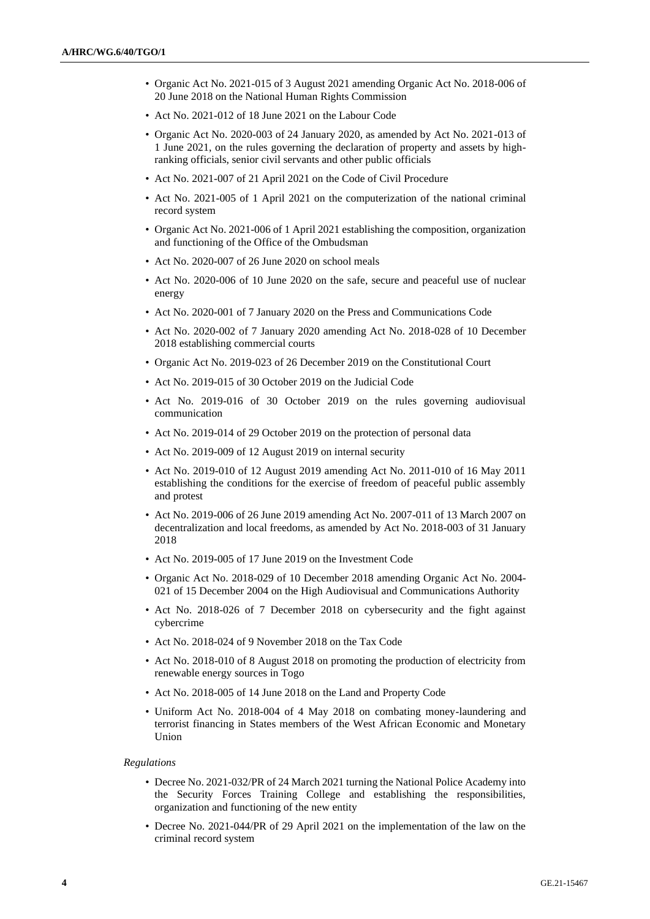- Organic Act No. 2021-015 of 3 August 2021 amending Organic Act No. 2018-006 of 20 June 2018 on the National Human Rights Commission
- Act No. 2021-012 of 18 June 2021 on the Labour Code
- Organic Act No. 2020-003 of 24 January 2020, as amended by Act No. 2021-013 of 1 June 2021, on the rules governing the declaration of property and assets by high-ranking officials, senior civil servants and other public officials
- Act No. 2021-007 of 21 April 2021 on the Code of Civil Procedure
- Act No. 2021-005 of 1 April 2021 on the computerization of the national criminal record system
- Organic Act No. 2021-006 of 1 April 2021 establishing the composition, organization and functioning of the Office of the Ombudsman
- Act No. 2020-007 of 26 June 2020 on school meals
- Act No. 2020-006 of 10 June 2020 on the safe, secure and peaceful use of nuclear energy
- Act No. 2020-001 of 7 January 2020 on the Press and Communications Code
- Act No. 2020-002 of 7 January 2020 amending Act No. 2018-028 of 10 December 2018 establishing commercial courts
- Organic Act No. 2019-023 of 26 December 2019 on the Constitutional Court
- Act No. 2019-015 of 30 October 2019 on the Judicial Code
- Act No. 2019-016 of 30 October 2019 on the rules governing audiovisual communication
- Act No. 2019-014 of 29 October 2019 on the protection of personal data
- Act No. 2019-009 of 12 August 2019 on internal security
- Act No. 2019-010 of 12 August 2019 amending Act No. 2011-010 of 16 May 2011 establishing the conditions for the exercise of freedom of peaceful public assembly and protest
- Act No. 2019-006 of 26 June 2019 amending Act No. 2007-011 of 13 March 2007 on decentralization and local freedoms, as amended by Act No. 2018-003 of 31 January 2018
- Act No. 2019-005 of 17 June 2019 on the Investment Code
- Organic Act No. 2018-029 of 10 December 2018 amending Organic Act No. 2004-021 of 15 December 2004 on the High Audiovisual and Communications Authority
- Act No. 2018-026 of 7 December 2018 on cybersecurity and the fight against cybercrime
- Act No. 2018-024 of 9 November 2018 on the Tax Code
- Act No. 2018-010 of 8 August 2018 on promoting the production of electricity from renewable energy sources in Togo
- Act No. 2018-005 of 14 June 2018 on the Land and Property Code
- Uniform Act No. 2018-004 of 4 May 2018 on combating money-laundering and terrorist financing in States members of the West African Economic and Monetary Union

*Regulations*

- Decree No. 2021-032/PR of 24 March 2021 turning the National Police Academy into the Security Forces Training College and establishing the responsibilities, organization and functioning of the new entity
- Decree No. 2021-044/PR of 29 April 2021 on the implementation of the law on the criminal record system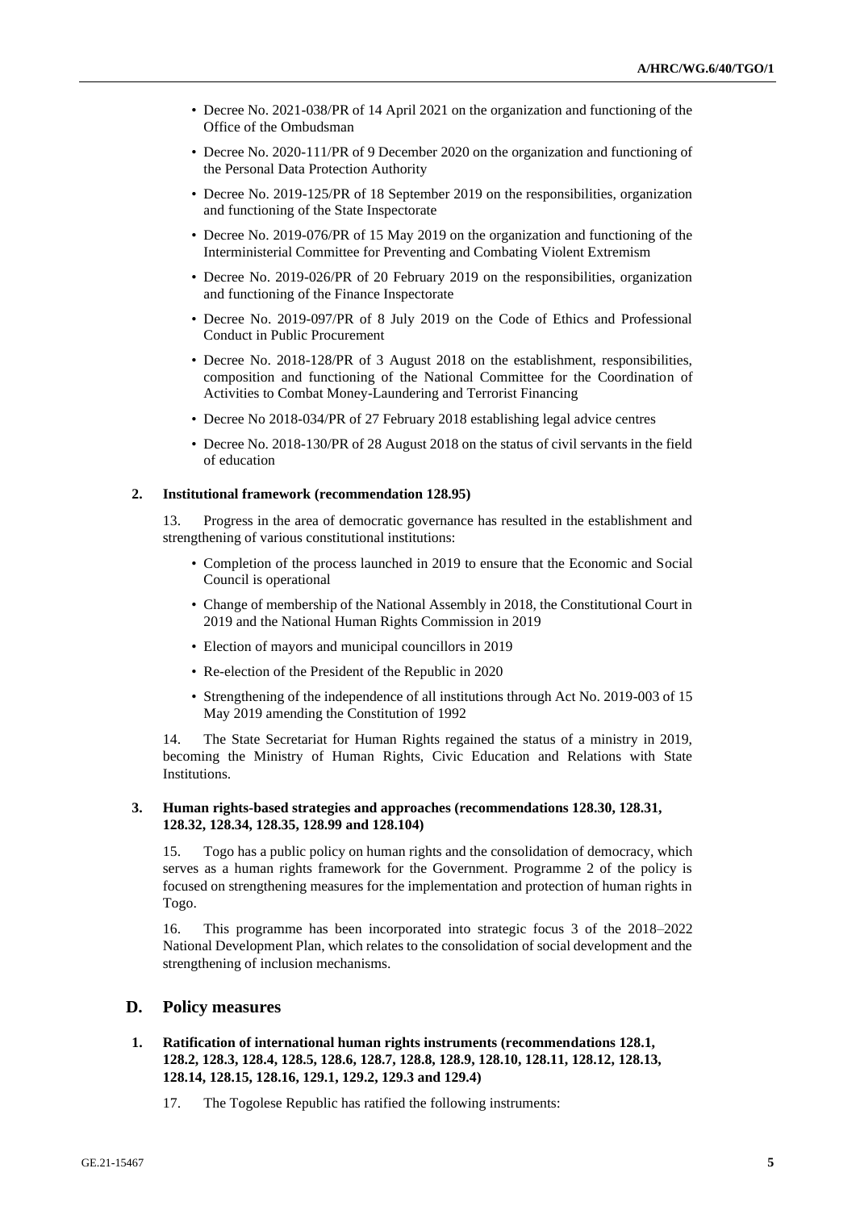- Decree No. 2021-038/PR of 14 April 2021 on the organization and functioning of the Office of the Ombudsman
- Decree No. 2020-111/PR of 9 December 2020 on the organization and functioning of the Personal Data Protection Authority
- Decree No. 2019-125/PR of 18 September 2019 on the responsibilities, organization and functioning of the State Inspectorate
- Decree No. 2019-076/PR of 15 May 2019 on the organization and functioning of the Interministerial Committee for Preventing and Combating Violent Extremism
- Decree No. 2019-026/PR of 20 February 2019 on the responsibilities, organization and functioning of the Finance Inspectorate
- Decree No. 2019-097/PR of 8 July 2019 on the Code of Ethics and Professional Conduct in Public Procurement
- Decree No. 2018-128/PR of 3 August 2018 on the establishment, responsibilities, composition and functioning of the National Committee for the Coordination of Activities to Combat Money-Laundering and Terrorist Financing
- Decree No 2018-034/PR of 27 February 2018 establishing legal advice centres
- Decree No. 2018-130/PR of 28 August 2018 on the status of civil servants in the field of education

### 2. Institutional framework (recommendation 128.95)

13. Progress in the area of democratic governance has resulted in the establishment and strengthening of various constitutional institutions:

- Completion of the process launched in 2019 to ensure that the Economic and Social Council is operational
- Change of membership of the National Assembly in 2018, the Constitutional Court in 2019 and the National Human Rights Commission in 2019
- Election of mayors and municipal councillors in 2019
- Re-election of the President of the Republic in 2020
- Strengthening of the independence of all institutions through Act No. 2019-003 of 15 May 2019 amending the Constitution of 1992

14. The State Secretariat for Human Rights regained the status of a ministry in 2019, becoming the Ministry of Human Rights, Civic Education and Relations with State Institutions.

### 3. Human rights-based strategies and approaches (recommendations 128.30, 128.31, 128.32, 128.34, 128.35, 128.99 and 128.104)

15. Togo has a public policy on human rights and the consolidation of democracy, which serves as a human rights framework for the Government. Programme 2 of the policy is focused on strengthening measures for the implementation and protection of human rights in Togo.

16. This programme has been incorporated into strategic focus 3 of the 2018–2022 National Development Plan, which relates to the consolidation of social development and the strengthening of inclusion mechanisms.

## D. Policy measures

### 1. Ratification of international human rights instruments (recommendations 128.1, 128.2, 128.3, 128.4, 128.5, 128.6, 128.7, 128.8, 128.9, 128.10, 128.11, 128.12, 128.13, 128.14, 128.15, 128.16, 129.1, 129.2, 129.3 and 129.4)

17. The Togolese Republic has ratified the following instruments: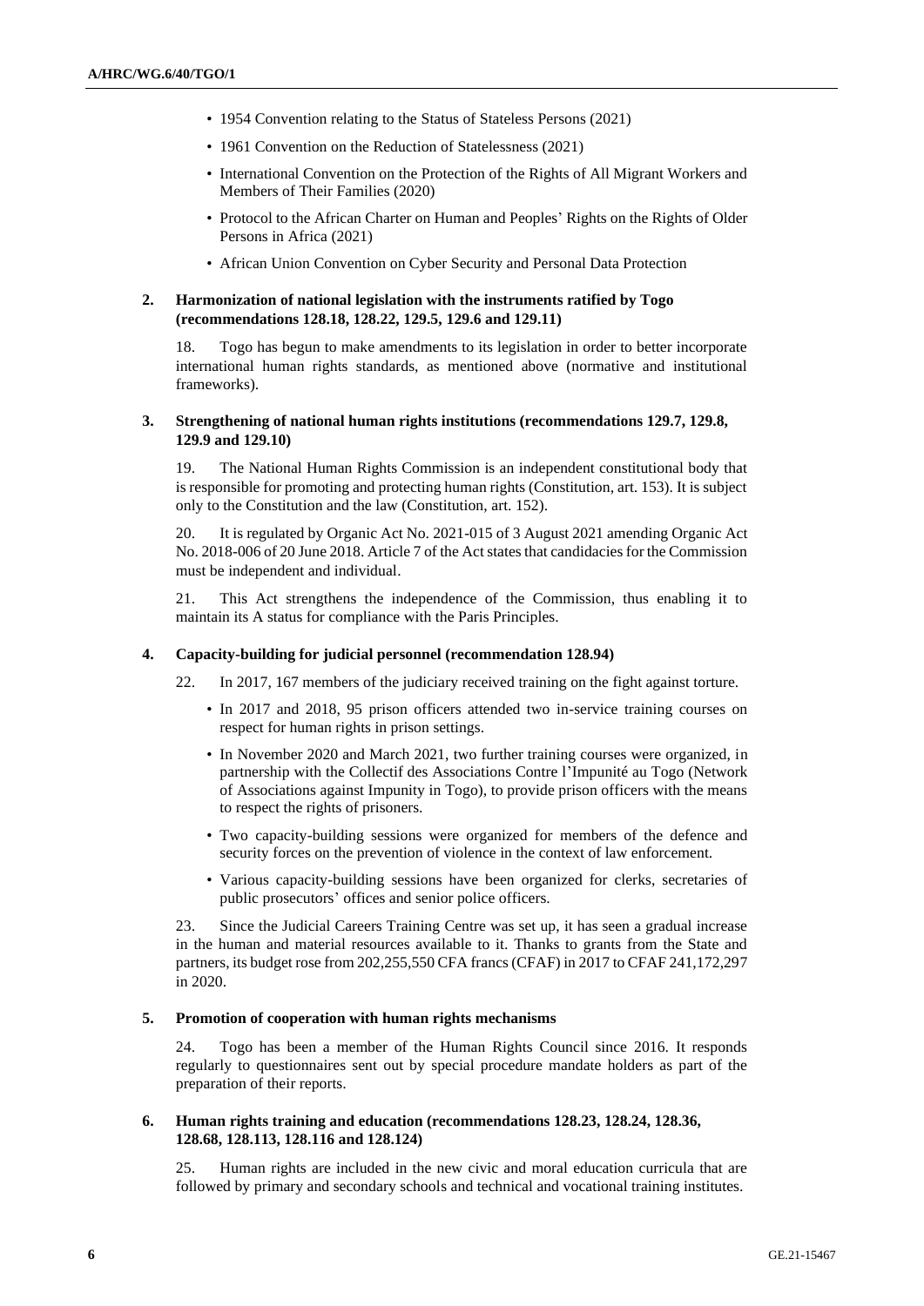- 1954 Convention relating to the Status of Stateless Persons (2021)
- 1961 Convention on the Reduction of Statelessness (2021)
- International Convention on the Protection of the Rights of All Migrant Workers and Members of Their Families (2020)
- Protocol to the African Charter on Human and Peoples' Rights on the Rights of Older Persons in Africa (2021)
- African Union Convention on Cyber Security and Personal Data Protection

### 2. Harmonization of national legislation with the instruments ratified by Togo (recommendations 128.18, 128.22, 129.5, 129.6 and 129.11)

18. Togo has begun to make amendments to its legislation in order to better incorporate international human rights standards, as mentioned above (normative and institutional frameworks).

### 3. Strengthening of national human rights institutions (recommendations 129.7, 129.8, 129.9 and 129.10)

19. The National Human Rights Commission is an independent constitutional body that is responsible for promoting and protecting human rights (Constitution, art. 153). It is subject only to the Constitution and the law (Constitution, art. 152).

20. It is regulated by Organic Act No. 2021-015 of 3 August 2021 amending Organic Act No. 2018-006 of 20 June 2018. Article 7 of the Act states that candidacies for the Commission must be independent and individual.

21. This Act strengthens the independence of the Commission, thus enabling it to maintain its A status for compliance with the Paris Principles.

### 4. Capacity-building for judicial personnel (recommendation 128.94)

22. In 2017, 167 members of the judiciary received training on the fight against torture.

- In 2017 and 2018, 95 prison officers attended two in-service training courses on respect for human rights in prison settings.
- In November 2020 and March 2021, two further training courses were organized, in partnership with the Collectif des Associations Contre l'Impunité au Togo (Network of Associations against Impunity in Togo), to provide prison officers with the means to respect the rights of prisoners.
- Two capacity-building sessions were organized for members of the defence and security forces on the prevention of violence in the context of law enforcement.
- Various capacity-building sessions have been organized for clerks, secretaries of public prosecutors' offices and senior police officers.

23. Since the Judicial Careers Training Centre was set up, it has seen a gradual increase in the human and material resources available to it. Thanks to grants from the State and partners, its budget rose from 202,255,550 CFA francs (CFAF) in 2017 to CFAF 241,172,297 in 2020.

### 5. Promotion of cooperation with human rights mechanisms

24. Togo has been a member of the Human Rights Council since 2016. It responds regularly to questionnaires sent out by special procedure mandate holders as part of the preparation of their reports.

### 6. Human rights training and education (recommendations 128.23, 128.24, 128.36, 128.68, 128.113, 128.116 and 128.124)

25. Human rights are included in the new civic and moral education curricula that are followed by primary and secondary schools and technical and vocational training institutes.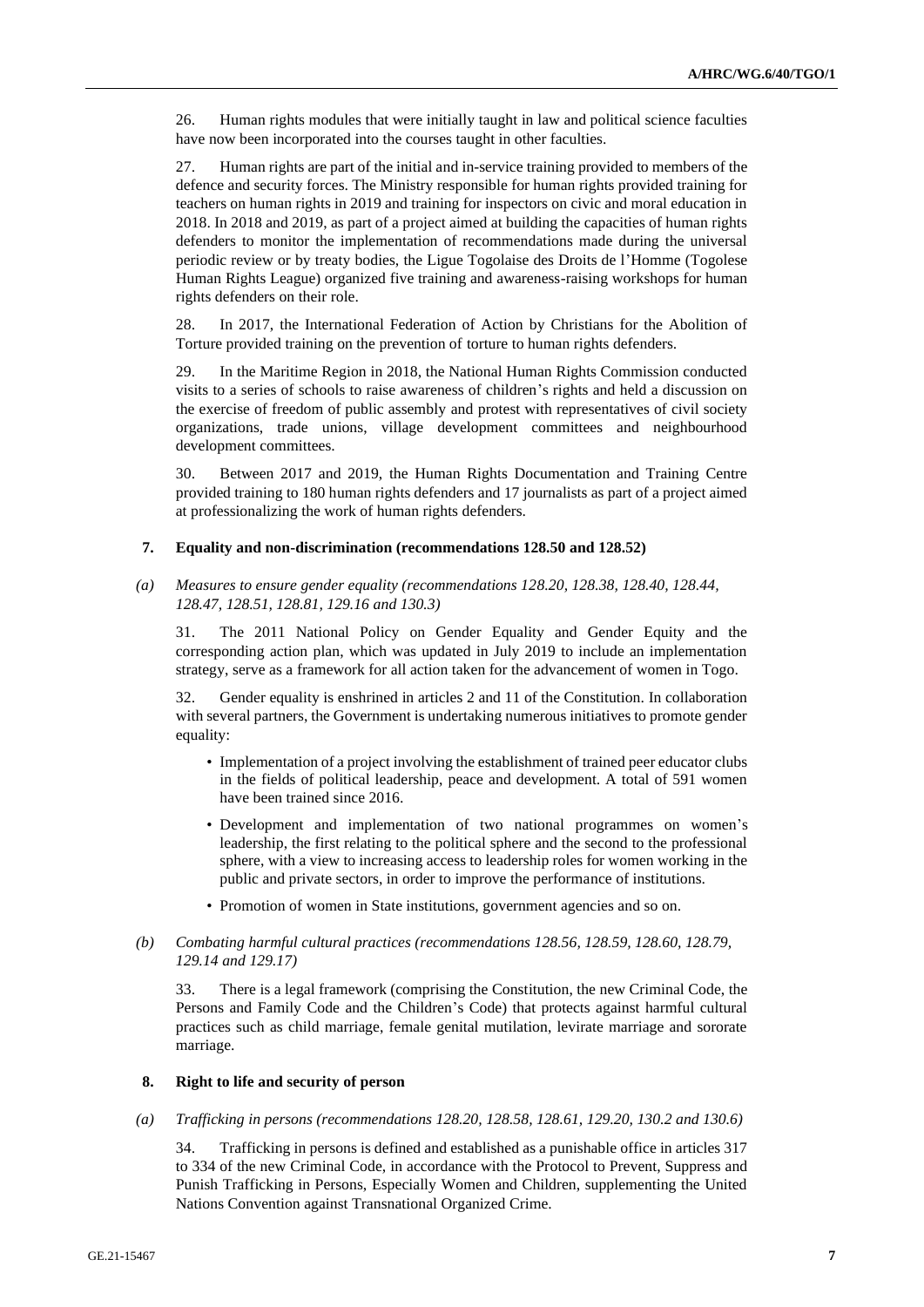26. Human rights modules that were initially taught in law and political science faculties have now been incorporated into the courses taught in other faculties.

27. Human rights are part of the initial and in-service training provided to members of the defence and security forces. The Ministry responsible for human rights provided training for teachers on human rights in 2019 and training for inspectors on civic and moral education in 2018. In 2018 and 2019, as part of a project aimed at building the capacities of human rights defenders to monitor the implementation of recommendations made during the universal periodic review or by treaty bodies, the Ligue Togolaise des Droits de l'Homme (Togolese Human Rights League) organized five training and awareness-raising workshops for human rights defenders on their role.

28. In 2017, the International Federation of Action by Christians for the Abolition of Torture provided training on the prevention of torture to human rights defenders.

29. In the Maritime Region in 2018, the National Human Rights Commission conducted visits to a series of schools to raise awareness of children's rights and held a discussion on the exercise of freedom of public assembly and protest with representatives of civil society organizations, trade unions, village development committees and neighbourhood development committees.

30. Between 2017 and 2019, the Human Rights Documentation and Training Centre provided training to 180 human rights defenders and 17 journalists as part of a project aimed at professionalizing the work of human rights defenders.

### 7. Equality and non-discrimination (recommendations 128.50 and 128.52)

#### *(a) Measures to ensure gender equality (recommendations 128.20, 128.38, 128.40, 128.44, 128.47, 128.51, 128.81, 129.16 and 130.3)*

31. The 2011 National Policy on Gender Equality and Gender Equity and the corresponding action plan, which was updated in July 2019 to include an implementation strategy, serve as a framework for all action taken for the advancement of women in Togo.

32. Gender equality is enshrined in articles 2 and 11 of the Constitution. In collaboration with several partners, the Government is undertaking numerous initiatives to promote gender equality:

- Implementation of a project involving the establishment of trained peer educator clubs in the fields of political leadership, peace and development. A total of 591 women have been trained since 2016.
- Development and implementation of two national programmes on women's leadership, the first relating to the political sphere and the second to the professional sphere, with a view to increasing access to leadership roles for women working in the public and private sectors, in order to improve the performance of institutions.
- Promotion of women in State institutions, government agencies and so on.

#### *(b) Combating harmful cultural practices (recommendations 128.56, 128.59, 128.60, 128.79, 129.14 and 129.17)*

33. There is a legal framework (comprising the Constitution, the new Criminal Code, the Persons and Family Code and the Children's Code) that protects against harmful cultural practices such as child marriage, female genital mutilation, levirate marriage and sororate marriage.

### 8. Right to life and security of person

#### *(a) Trafficking in persons (recommendations 128.20, 128.58, 128.61, 129.20, 130.2 and 130.6)*

34. Trafficking in persons is defined and established as a punishable office in articles 317 to 334 of the new Criminal Code, in accordance with the Protocol to Prevent, Suppress and Punish Trafficking in Persons, Especially Women and Children, supplementing the United Nations Convention against Transnational Organized Crime.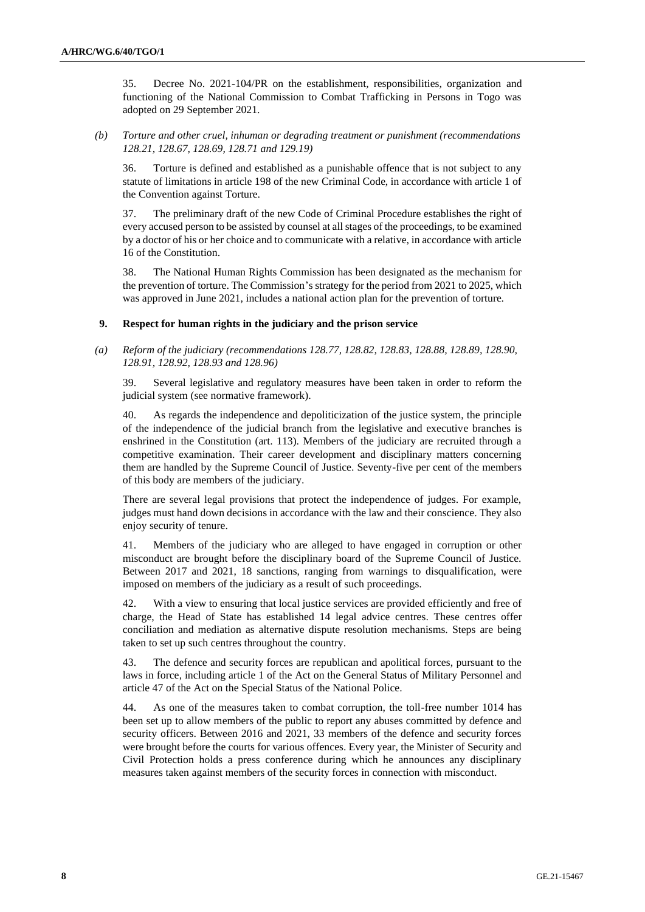35. Decree No. 2021-104/PR on the establishment, responsibilities, organization and functioning of the National Commission to Combat Trafficking in Persons in Togo was adopted on 29 September 2021.

*(b) Torture and other cruel, inhuman or degrading treatment or punishment (recommendations 128.21, 128.67, 128.69, 128.71 and 129.19)*

36. Torture is defined and established as a punishable offence that is not subject to any statute of limitations in article 198 of the new Criminal Code, in accordance with article 1 of the Convention against Torture.

37. The preliminary draft of the new Code of Criminal Procedure establishes the right of every accused person to be assisted by counsel at all stages of the proceedings, to be examined by a doctor of his or her choice and to communicate with a relative, in accordance with article 16 of the Constitution.

38. The National Human Rights Commission has been designated as the mechanism for the prevention of torture. The Commission's strategy for the period from 2021 to 2025, which was approved in June 2021, includes a national action plan for the prevention of torture.

## 9. Respect for human rights in the judiciary and the prison service

*(a) Reform of the judiciary (recommendations 128.77, 128.82, 128.83, 128.88, 128.89, 128.90, 128.91, 128.92, 128.93 and 128.96)*

39. Several legislative and regulatory measures have been taken in order to reform the judicial system (see normative framework).

40. As regards the independence and depoliticization of the justice system, the principle of the independence of the judicial branch from the legislative and executive branches is enshrined in the Constitution (art. 113). Members of the judiciary are recruited through a competitive examination. Their career development and disciplinary matters concerning them are handled by the Supreme Council of Justice. Seventy-five per cent of the members of this body are members of the judiciary.

There are several legal provisions that protect the independence of judges. For example, judges must hand down decisions in accordance with the law and their conscience. They also enjoy security of tenure.

41. Members of the judiciary who are alleged to have engaged in corruption or other misconduct are brought before the disciplinary board of the Supreme Council of Justice. Between 2017 and 2021, 18 sanctions, ranging from warnings to disqualification, were imposed on members of the judiciary as a result of such proceedings.

42. With a view to ensuring that local justice services are provided efficiently and free of charge, the Head of State has established 14 legal advice centres. These centres offer conciliation and mediation as alternative dispute resolution mechanisms. Steps are being taken to set up such centres throughout the country.

43. The defence and security forces are republican and apolitical forces, pursuant to the laws in force, including article 1 of the Act on the General Status of Military Personnel and article 47 of the Act on the Special Status of the National Police.

44. As one of the measures taken to combat corruption, the toll-free number 1014 has been set up to allow members of the public to report any abuses committed by defence and security officers. Between 2016 and 2021, 33 members of the defence and security forces were brought before the courts for various offences. Every year, the Minister of Security and Civil Protection holds a press conference during which he announces any disciplinary measures taken against members of the security forces in connection with misconduct.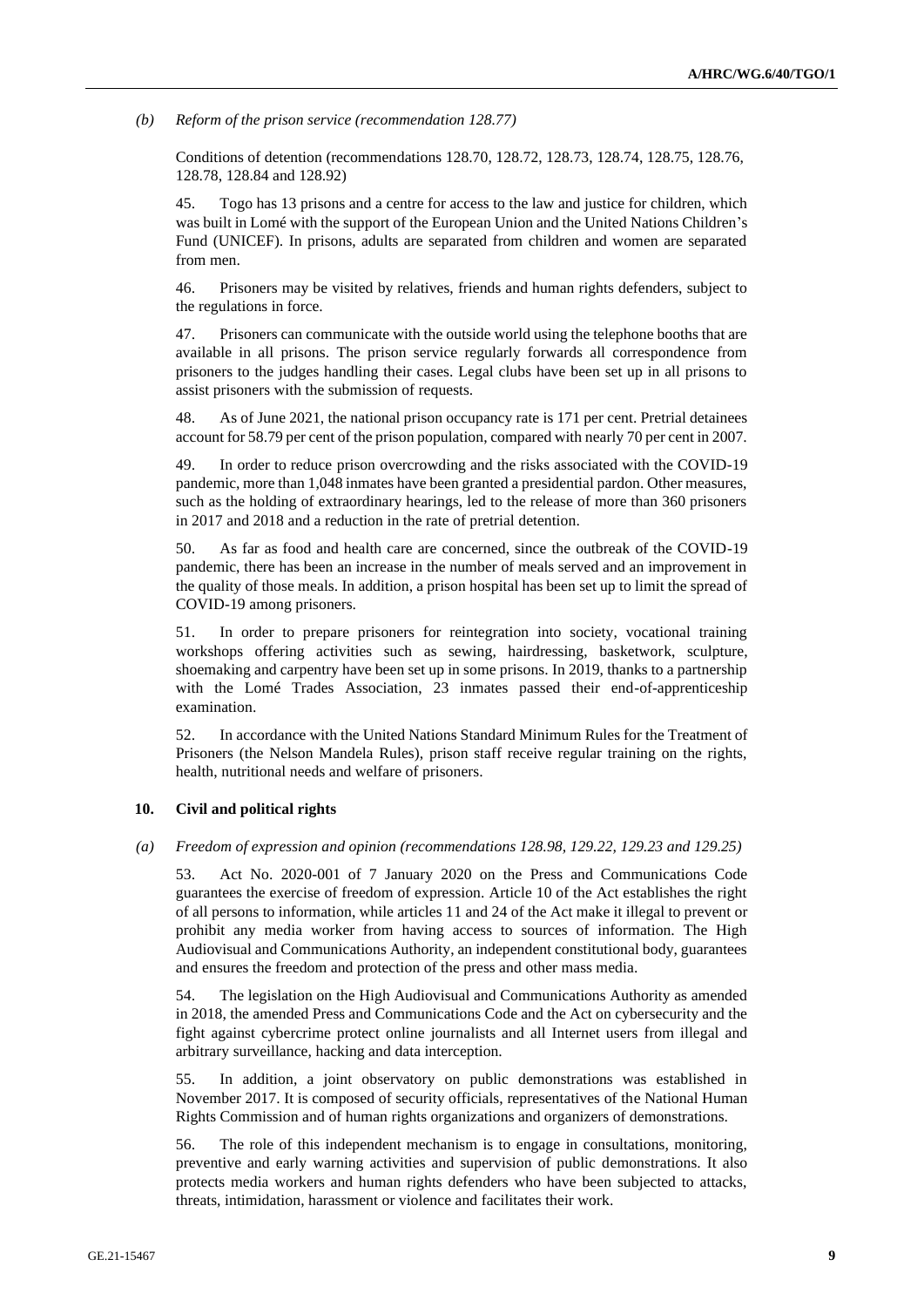*(b) Reform of the prison service (recommendation 128.77)*

Conditions of detention (recommendations 128.70, 128.72, 128.73, 128.74, 128.75, 128.76, 128.78, 128.84 and 128.92)

45. Togo has 13 prisons and a centre for access to the law and justice for children, which was built in Lomé with the support of the European Union and the United Nations Children's Fund (UNICEF). In prisons, adults are separated from children and women are separated from men.

46. Prisoners may be visited by relatives, friends and human rights defenders, subject to the regulations in force.

47. Prisoners can communicate with the outside world using the telephone booths that are available in all prisons. The prison service regularly forwards all correspondence from prisoners to the judges handling their cases. Legal clubs have been set up in all prisons to assist prisoners with the submission of requests.

48. As of June 2021, the national prison occupancy rate is 171 per cent. Pretrial detainees account for 58.79 per cent of the prison population, compared with nearly 70 per cent in 2007.

49. In order to reduce prison overcrowding and the risks associated with the COVID-19 pandemic, more than 1,048 inmates have been granted a presidential pardon. Other measures, such as the holding of extraordinary hearings, led to the release of more than 360 prisoners in 2017 and 2018 and a reduction in the rate of pretrial detention.

50. As far as food and health care are concerned, since the outbreak of the COVID-19 pandemic, there has been an increase in the number of meals served and an improvement in the quality of those meals. In addition, a prison hospital has been set up to limit the spread of COVID-19 among prisoners.

51. In order to prepare prisoners for reintegration into society, vocational training workshops offering activities such as sewing, hairdressing, basketwork, sculpture, shoemaking and carpentry have been set up in some prisons. In 2019, thanks to a partnership with the Lomé Trades Association, 23 inmates passed their end-of-apprenticeship examination.

52. In accordance with the United Nations Standard Minimum Rules for the Treatment of Prisoners (the Nelson Mandela Rules), prison staff receive regular training on the rights, health, nutritional needs and welfare of prisoners.

## 10. Civil and political rights

*(a) Freedom of expression and opinion (recommendations 128.98, 129.22, 129.23 and 129.25)*

53. Act No. 2020-001 of 7 January 2020 on the Press and Communications Code guarantees the exercise of freedom of expression. Article 10 of the Act establishes the right of all persons to information, while articles 11 and 24 of the Act make it illegal to prevent or prohibit any media worker from having access to sources of information. The High Audiovisual and Communications Authority, an independent constitutional body, guarantees and ensures the freedom and protection of the press and other mass media.

54. The legislation on the High Audiovisual and Communications Authority as amended in 2018, the amended Press and Communications Code and the Act on cybersecurity and the fight against cybercrime protect online journalists and all Internet users from illegal and arbitrary surveillance, hacking and data interception.

55. In addition, a joint observatory on public demonstrations was established in November 2017. It is composed of security officials, representatives of the National Human Rights Commission and of human rights organizations and organizers of demonstrations.

56. The role of this independent mechanism is to engage in consultations, monitoring, preventive and early warning activities and supervision of public demonstrations. It also protects media workers and human rights defenders who have been subjected to attacks, threats, intimidation, harassment or violence and facilitates their work.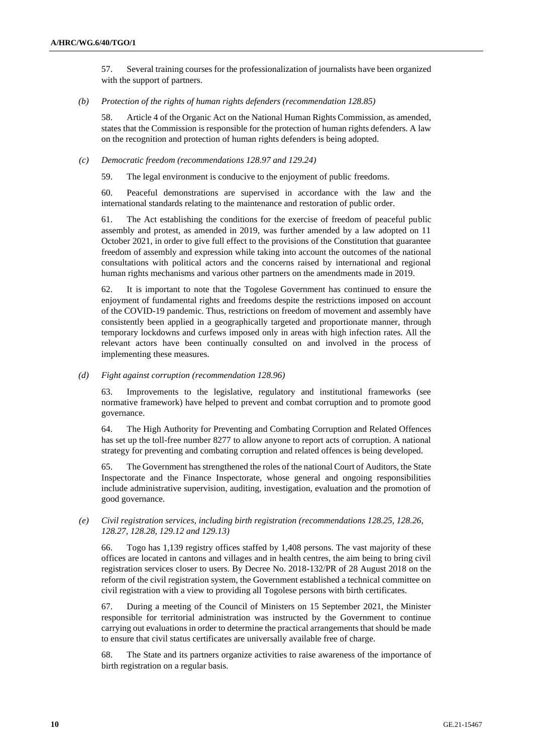57. Several training courses for the professionalization of journalists have been organized with the support of partners.

*(b) Protection of the rights of human rights defenders (recommendation 128.85)*

58. Article 4 of the Organic Act on the National Human Rights Commission, as amended, states that the Commission is responsible for the protection of human rights defenders. A law on the recognition and protection of human rights defenders is being adopted.

*(c) Democratic freedom (recommendations 128.97 and 129.24)*

59. The legal environment is conducive to the enjoyment of public freedoms.

60. Peaceful demonstrations are supervised in accordance with the law and the international standards relating to the maintenance and restoration of public order.

61. The Act establishing the conditions for the exercise of freedom of peaceful public assembly and protest, as amended in 2019, was further amended by a law adopted on 11 October 2021, in order to give full effect to the provisions of the Constitution that guarantee freedom of assembly and expression while taking into account the outcomes of the national consultations with political actors and the concerns raised by international and regional human rights mechanisms and various other partners on the amendments made in 2019.

62. It is important to note that the Togolese Government has continued to ensure the enjoyment of fundamental rights and freedoms despite the restrictions imposed on account of the COVID-19 pandemic. Thus, restrictions on freedom of movement and assembly have consistently been applied in a geographically targeted and proportionate manner, through temporary lockdowns and curfews imposed only in areas with high infection rates. All the relevant actors have been continually consulted on and involved in the process of implementing these measures.

*(d) Fight against corruption (recommendation 128.96)*

63. Improvements to the legislative, regulatory and institutional frameworks (see normative framework) have helped to prevent and combat corruption and to promote good governance.

64. The High Authority for Preventing and Combating Corruption and Related Offences has set up the toll-free number 8277 to allow anyone to report acts of corruption. A national strategy for preventing and combating corruption and related offences is being developed.

65. The Government has strengthened the roles of the national Court of Auditors, the State Inspectorate and the Finance Inspectorate, whose general and ongoing responsibilities include administrative supervision, auditing, investigation, evaluation and the promotion of good governance.

*(e) Civil registration services, including birth registration (recommendations 128.25, 128.26, 128.27, 128.28, 129.12 and 129.13)*

66. Togo has 1,139 registry offices staffed by 1,408 persons. The vast majority of these offices are located in cantons and villages and in health centres, the aim being to bring civil registration services closer to users. By Decree No. 2018-132/PR of 28 August 2018 on the reform of the civil registration system, the Government established a technical committee on civil registration with a view to providing all Togolese persons with birth certificates.

67. During a meeting of the Council of Ministers on 15 September 2021, the Minister responsible for territorial administration was instructed by the Government to continue carrying out evaluations in order to determine the practical arrangements that should be made to ensure that civil status certificates are universally available free of charge.

68. The State and its partners organize activities to raise awareness of the importance of birth registration on a regular basis.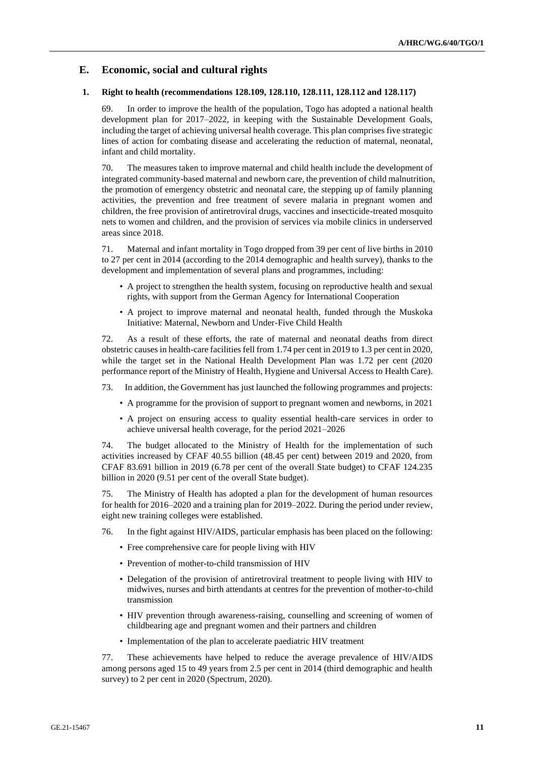## E. Economic, social and cultural rights

### 1. Right to health (recommendations 128.109, 128.110, 128.111, 128.112 and 128.117)

69. In order to improve the health of the population, Togo has adopted a national health development plan for 2017–2022, in keeping with the Sustainable Development Goals, including the target of achieving universal health coverage. This plan comprises five strategic lines of action for combating disease and accelerating the reduction of maternal, neonatal, infant and child mortality.

70. The measures taken to improve maternal and child health include the development of integrated community-based maternal and newborn care, the prevention of child malnutrition, the promotion of emergency obstetric and neonatal care, the stepping up of family planning activities, the prevention and free treatment of severe malaria in pregnant women and children, the free provision of antiretroviral drugs, vaccines and insecticide-treated mosquito nets to women and children, and the provision of services via mobile clinics in underserved areas since 2018.

71. Maternal and infant mortality in Togo dropped from 39 per cent of live births in 2010 to 27 per cent in 2014 (according to the 2014 demographic and health survey), thanks to the development and implementation of several plans and programmes, including:

- A project to strengthen the health system, focusing on reproductive health and sexual rights, with support from the German Agency for International Cooperation
- A project to improve maternal and neonatal health, funded through the Muskoka Initiative: Maternal, Newborn and Under-Five Child Health

72. As a result of these efforts, the rate of maternal and neonatal deaths from direct obstetric causes in health-care facilities fell from 1.74 per cent in 2019 to 1.3 per cent in 2020, while the target set in the National Health Development Plan was 1.72 per cent (2020 performance report of the Ministry of Health, Hygiene and Universal Access to Health Care).

73. In addition, the Government has just launched the following programmes and projects:

- A programme for the provision of support to pregnant women and newborns, in 2021
- A project on ensuring access to quality essential health-care services in order to achieve universal health coverage, for the period 2021–2026

74. The budget allocated to the Ministry of Health for the implementation of such activities increased by CFAF 40.55 billion (48.45 per cent) between 2019 and 2020, from CFAF 83.691 billion in 2019 (6.78 per cent of the overall State budget) to CFAF 124.235 billion in 2020 (9.51 per cent of the overall State budget).

75. The Ministry of Health has adopted a plan for the development of human resources for health for 2016–2020 and a training plan for 2019–2022. During the period under review, eight new training colleges were established.

76. In the fight against HIV/AIDS, particular emphasis has been placed on the following:

- Free comprehensive care for people living with HIV
- Prevention of mother-to-child transmission of HIV
- Delegation of the provision of antiretroviral treatment to people living with HIV to midwives, nurses and birth attendants at centres for the prevention of mother-to-child transmission
- HIV prevention through awareness-raising, counselling and screening of women of childbearing age and pregnant women and their partners and children
- Implementation of the plan to accelerate paediatric HIV treatment

77. These achievements have helped to reduce the average prevalence of HIV/AIDS among persons aged 15 to 49 years from 2.5 per cent in 2014 (third demographic and health survey) to 2 per cent in 2020 (Spectrum, 2020).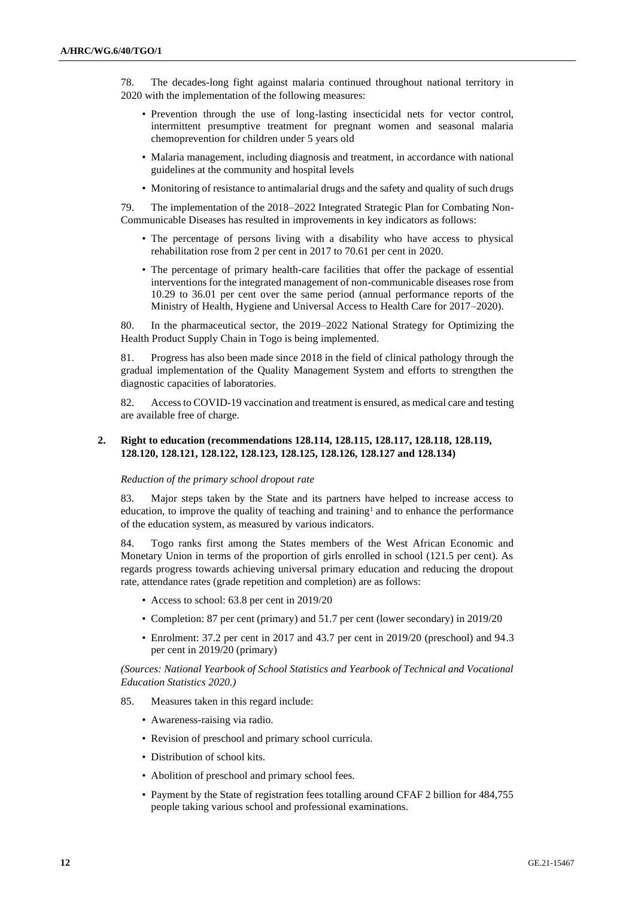78. The decades-long fight against malaria continued throughout national territory in 2020 with the implementation of the following measures:

- Prevention through the use of long-lasting insecticidal nets for vector control, intermittent presumptive treatment for pregnant women and seasonal malaria chemoprevention for children under 5 years old
- Malaria management, including diagnosis and treatment, in accordance with national guidelines at the community and hospital levels
- Monitoring of resistance to antimalarial drugs and the safety and quality of such drugs

79. The implementation of the 2018–2022 Integrated Strategic Plan for Combating Non-Communicable Diseases has resulted in improvements in key indicators as follows:

- The percentage of persons living with a disability who have access to physical rehabilitation rose from 2 per cent in 2017 to 70.61 per cent in 2020.
- The percentage of primary health-care facilities that offer the package of essential interventions for the integrated management of non-communicable diseases rose from 10.29 to 36.01 per cent over the same period (annual performance reports of the Ministry of Health, Hygiene and Universal Access to Health Care for 2017–2020).

80. In the pharmaceutical sector, the 2019–2022 National Strategy for Optimizing the Health Product Supply Chain in Togo is being implemented.

81. Progress has also been made since 2018 in the field of clinical pathology through the gradual implementation of the Quality Management System and efforts to strengthen the diagnostic capacities of laboratories.

82. Access to COVID-19 vaccination and treatment is ensured, as medical care and testing are available free of charge.

### 2. Right to education (recommendations 128.114, 128.115, 128.117, 128.118, 128.119, 128.120, 128.121, 128.122, 128.123, 128.125, 128.126, 128.127 and 128.134)

*Reduction of the primary school dropout rate*

83. Major steps taken by the State and its partners have helped to increase access to education, to improve the quality of teaching and training[1] and to enhance the performance of the education system, as measured by various indicators.

84. Togo ranks first among the States members of the West African Economic and Monetary Union in terms of the proportion of girls enrolled in school (121.5 per cent). As regards progress towards achieving universal primary education and reducing the dropout rate, attendance rates (grade repetition and completion) are as follows:

- Access to school: 63.8 per cent in 2019/20
- Completion: 87 per cent (primary) and 51.7 per cent (lower secondary) in 2019/20
- Enrolment: 37.2 per cent in 2017 and 43.7 per cent in 2019/20 (preschool) and 94.3 per cent in 2019/20 (primary)

*(Sources: National Yearbook of School Statistics and Yearbook of Technical and Vocational Education Statistics 2020.)*

85. Measures taken in this regard include:

- Awareness-raising via radio.
- Revision of preschool and primary school curricula.
- Distribution of school kits.
- Abolition of preschool and primary school fees.
- Payment by the State of registration fees totalling around CFAF 2 billion for 484,755 people taking various school and professional examinations.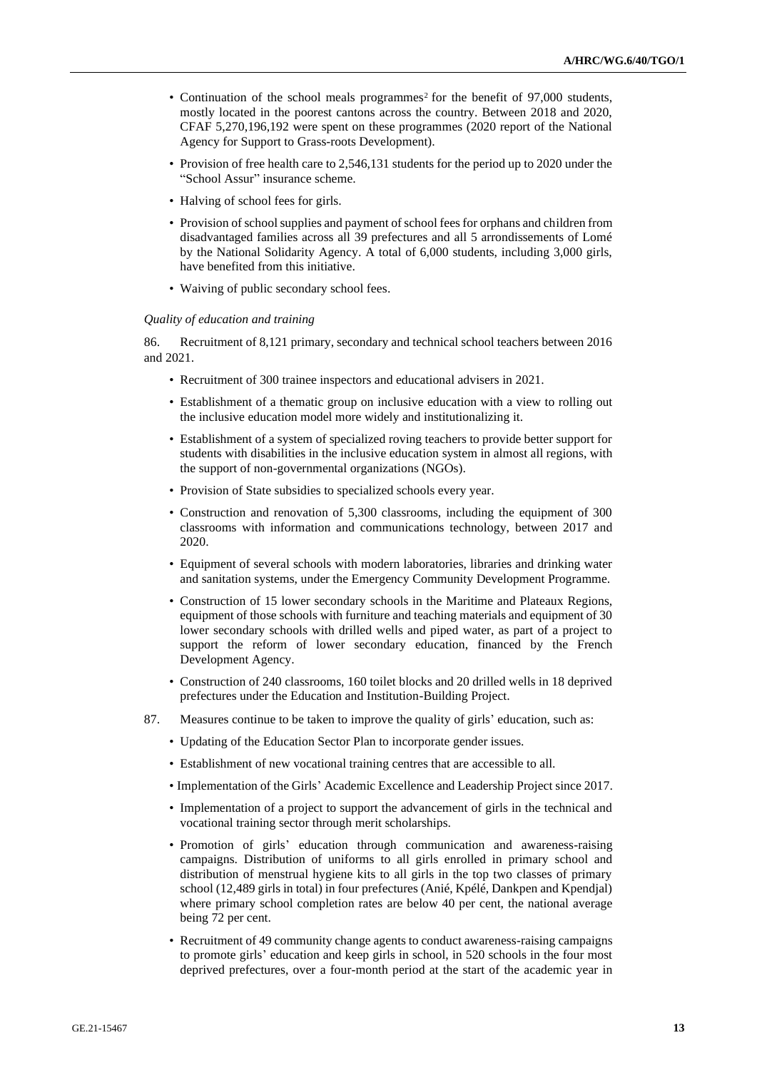- Continuation of the school meals programmes[2] for the benefit of 97,000 students, mostly located in the poorest cantons across the country. Between 2018 and 2020, CFAF 5,270,196,192 were spent on these programmes (2020 report of the National Agency for Support to Grass-roots Development).
- Provision of free health care to 2,546,131 students for the period up to 2020 under the "School Assur" insurance scheme.
- Halving of school fees for girls.
- Provision of school supplies and payment of school fees for orphans and children from disadvantaged families across all 39 prefectures and all 5 arrondissements of Lomé by the National Solidarity Agency. A total of 6,000 students, including 3,000 girls, have benefited from this initiative.
- Waiving of public secondary school fees.

*Quality of education and training*

86. Recruitment of 8,121 primary, secondary and technical school teachers between 2016 and 2021.

- Recruitment of 300 trainee inspectors and educational advisers in 2021.
- Establishment of a thematic group on inclusive education with a view to rolling out the inclusive education model more widely and institutionalizing it.
- Establishment of a system of specialized roving teachers to provide better support for students with disabilities in the inclusive education system in almost all regions, with the support of non-governmental organizations (NGOs).
- Provision of State subsidies to specialized schools every year.
- Construction and renovation of 5,300 classrooms, including the equipment of 300 classrooms with information and communications technology, between 2017 and 2020.
- Equipment of several schools with modern laboratories, libraries and drinking water and sanitation systems, under the Emergency Community Development Programme.
- Construction of 15 lower secondary schools in the Maritime and Plateaux Regions, equipment of those schools with furniture and teaching materials and equipment of 30 lower secondary schools with drilled wells and piped water, as part of a project to support the reform of lower secondary education, financed by the French Development Agency.
- Construction of 240 classrooms, 160 toilet blocks and 20 drilled wells in 18 deprived prefectures under the Education and Institution-Building Project.

87. Measures continue to be taken to improve the quality of girls' education, such as:

- Updating of the Education Sector Plan to incorporate gender issues.
- Establishment of new vocational training centres that are accessible to all.
- Implementation of the Girls' Academic Excellence and Leadership Project since 2017.
- Implementation of a project to support the advancement of girls in the technical and vocational training sector through merit scholarships.
- Promotion of girls' education through communication and awareness-raising campaigns. Distribution of uniforms to all girls enrolled in primary school and distribution of menstrual hygiene kits to all girls in the top two classes of primary school (12,489 girls in total) in four prefectures (Anié, Kpélé, Dankpen and Kpendjal) where primary school completion rates are below 40 per cent, the national average being 72 per cent.
- Recruitment of 49 community change agents to conduct awareness-raising campaigns to promote girls' education and keep girls in school, in 520 schools in the four most deprived prefectures, over a four-month period at the start of the academic year in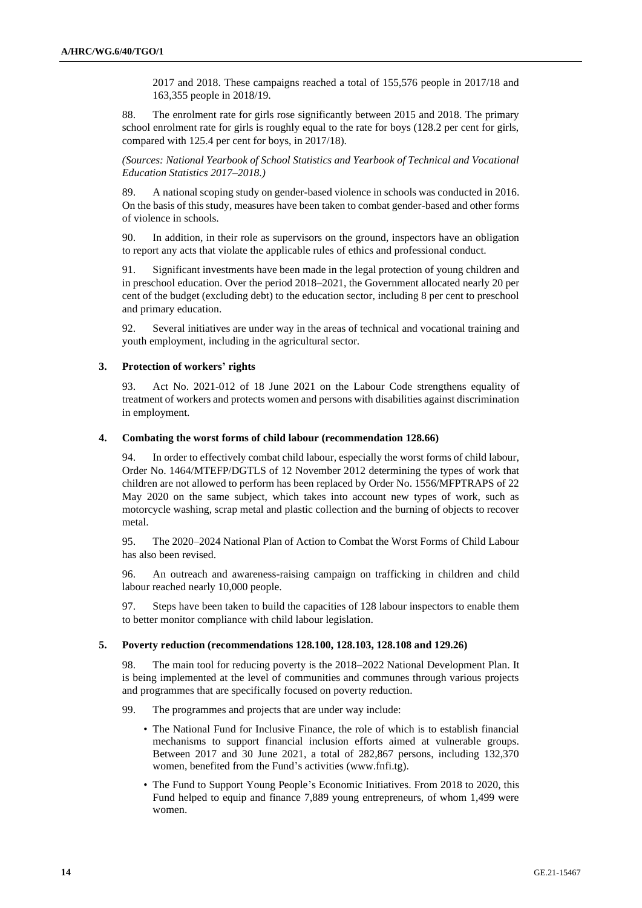2017 and 2018. These campaigns reached a total of 155,576 people in 2017/18 and 163,355 people in 2018/19.

88. The enrolment rate for girls rose significantly between 2015 and 2018. The primary school enrolment rate for girls is roughly equal to the rate for boys (128.2 per cent for girls, compared with 125.4 per cent for boys, in 2017/18).

*(Sources: National Yearbook of School Statistics and Yearbook of Technical and Vocational Education Statistics 2017–2018.)*

89. A national scoping study on gender-based violence in schools was conducted in 2016. On the basis of this study, measures have been taken to combat gender-based and other forms of violence in schools.

90. In addition, in their role as supervisors on the ground, inspectors have an obligation to report any acts that violate the applicable rules of ethics and professional conduct.

91. Significant investments have been made in the legal protection of young children and in preschool education. Over the period 2018–2021, the Government allocated nearly 20 per cent of the budget (excluding debt) to the education sector, including 8 per cent to preschool and primary education.

92. Several initiatives are under way in the areas of technical and vocational training and youth employment, including in the agricultural sector.

### 3. Protection of workers' rights

93. Act No. 2021-012 of 18 June 2021 on the Labour Code strengthens equality of treatment of workers and protects women and persons with disabilities against discrimination in employment.

### 4. Combating the worst forms of child labour (recommendation 128.66)

94. In order to effectively combat child labour, especially the worst forms of child labour, Order No. 1464/MTEFP/DGTLS of 12 November 2012 determining the types of work that children are not allowed to perform has been replaced by Order No. 1556/MFPTRAPS of 22 May 2020 on the same subject, which takes into account new types of work, such as motorcycle washing, scrap metal and plastic collection and the burning of objects to recover metal.

95. The 2020–2024 National Plan of Action to Combat the Worst Forms of Child Labour has also been revised.

96. An outreach and awareness-raising campaign on trafficking in children and child labour reached nearly 10,000 people.

97. Steps have been taken to build the capacities of 128 labour inspectors to enable them to better monitor compliance with child labour legislation.

### 5. Poverty reduction (recommendations 128.100, 128.103, 128.108 and 129.26)

98. The main tool for reducing poverty is the 2018–2022 National Development Plan. It is being implemented at the level of communities and communes through various projects and programmes that are specifically focused on poverty reduction.

99. The programmes and projects that are under way include:

- The National Fund for Inclusive Finance, the role of which is to establish financial mechanisms to support financial inclusion efforts aimed at vulnerable groups. Between 2017 and 30 June 2021, a total of 282,867 persons, including 132,370 women, benefited from the Fund's activities (www.fnfi.tg).
- The Fund to Support Young People's Economic Initiatives. From 2018 to 2020, this Fund helped to equip and finance 7,889 young entrepreneurs, of whom 1,499 were women.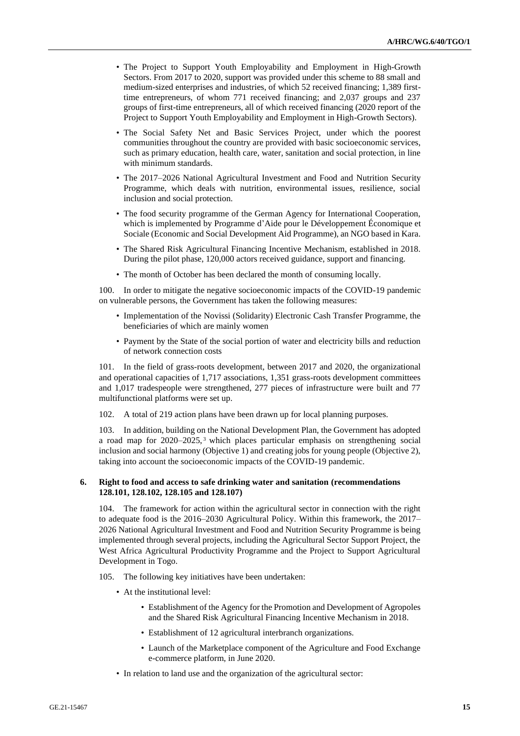- The Project to Support Youth Employability and Employment in High-Growth Sectors. From 2017 to 2020, support was provided under this scheme to 88 small and medium-sized enterprises and industries, of which 52 received financing; 1,389 first-time entrepreneurs, of whom 771 received financing; and 2,037 groups and 237 groups of first-time entrepreneurs, all of which received financing (2020 report of the Project to Support Youth Employability and Employment in High-Growth Sectors).
- The Social Safety Net and Basic Services Project, under which the poorest communities throughout the country are provided with basic socioeconomic services, such as primary education, health care, water, sanitation and social protection, in line with minimum standards.
- The 2017–2026 National Agricultural Investment and Food and Nutrition Security Programme, which deals with nutrition, environmental issues, resilience, social inclusion and social protection.
- The food security programme of the German Agency for International Cooperation, which is implemented by Programme d'Aide pour le Développement Économique et Sociale (Economic and Social Development Aid Programme), an NGO based in Kara.
- The Shared Risk Agricultural Financing Incentive Mechanism, established in 2018. During the pilot phase, 120,000 actors received guidance, support and financing.
- The month of October has been declared the month of consuming locally.

100. In order to mitigate the negative socioeconomic impacts of the COVID-19 pandemic on vulnerable persons, the Government has taken the following measures:

- Implementation of the Novissi (Solidarity) Electronic Cash Transfer Programme, the beneficiaries of which are mainly women
- Payment by the State of the social portion of water and electricity bills and reduction of network connection costs

101. In the field of grass-roots development, between 2017 and 2020, the organizational and operational capacities of 1,717 associations, 1,351 grass-roots development committees and 1,017 tradespeople were strengthened, 277 pieces of infrastructure were built and 77 multifunctional platforms were set up.

102. A total of 219 action plans have been drawn up for local planning purposes.

103. In addition, building on the National Development Plan, the Government has adopted a road map for 2020–2025,[3] which places particular emphasis on strengthening social inclusion and social harmony (Objective 1) and creating jobs for young people (Objective 2), taking into account the socioeconomic impacts of the COVID-19 pandemic.

### 6. Right to food and access to safe drinking water and sanitation (recommendations 128.101, 128.102, 128.105 and 128.107)

104. The framework for action within the agricultural sector in connection with the right to adequate food is the 2016–2030 Agricultural Policy. Within this framework, the 2017–2026 National Agricultural Investment and Food and Nutrition Security Programme is being implemented through several projects, including the Agricultural Sector Support Project, the West Africa Agricultural Productivity Programme and the Project to Support Agricultural Development in Togo.

105. The following key initiatives have been undertaken:

- At the institutional level:
  - Establishment of the Agency for the Promotion and Development of Agropoles and the Shared Risk Agricultural Financing Incentive Mechanism in 2018.
  - Establishment of 12 agricultural interbranch organizations.
  - Launch of the Marketplace component of the Agriculture and Food Exchange e-commerce platform, in June 2020.
- In relation to land use and the organization of the agricultural sector: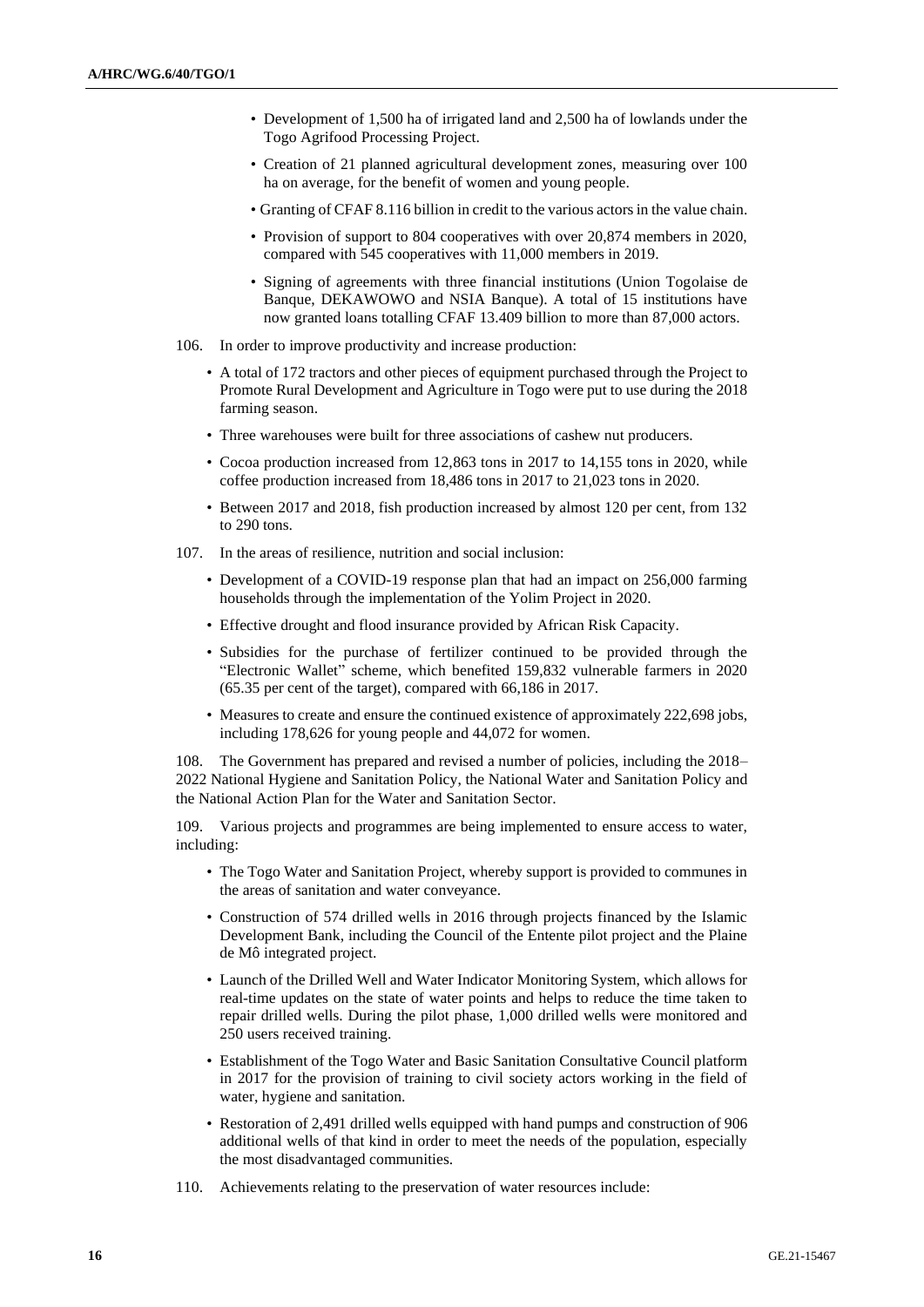- Development of 1,500 ha of irrigated land and 2,500 ha of lowlands under the Togo Agrifood Processing Project.
- Creation of 21 planned agricultural development zones, measuring over 100 ha on average, for the benefit of women and young people.
- Granting of CFAF 8.116 billion in credit to the various actors in the value chain.
- Provision of support to 804 cooperatives with over 20,874 members in 2020, compared with 545 cooperatives with 11,000 members in 2019.
- Signing of agreements with three financial institutions (Union Togolaise de Banque, DEKAWOWO and NSIA Banque). A total of 15 institutions have now granted loans totalling CFAF 13.409 billion to more than 87,000 actors.

106. In order to improve productivity and increase production:

- A total of 172 tractors and other pieces of equipment purchased through the Project to Promote Rural Development and Agriculture in Togo were put to use during the 2018 farming season.
- Three warehouses were built for three associations of cashew nut producers.
- Cocoa production increased from 12,863 tons in 2017 to 14,155 tons in 2020, while coffee production increased from 18,486 tons in 2017 to 21,023 tons in 2020.
- Between 2017 and 2018, fish production increased by almost 120 per cent, from 132 to 290 tons.

107. In the areas of resilience, nutrition and social inclusion:

- Development of a COVID-19 response plan that had an impact on 256,000 farming households through the implementation of the Yolim Project in 2020.
- Effective drought and flood insurance provided by African Risk Capacity.
- Subsidies for the purchase of fertilizer continued to be provided through the "Electronic Wallet" scheme, which benefited 159,832 vulnerable farmers in 2020 (65.35 per cent of the target), compared with 66,186 in 2017.
- Measures to create and ensure the continued existence of approximately 222,698 jobs, including 178,626 for young people and 44,072 for women.

108. The Government has prepared and revised a number of policies, including the 2018–2022 National Hygiene and Sanitation Policy, the National Water and Sanitation Policy and the National Action Plan for the Water and Sanitation Sector.

109. Various projects and programmes are being implemented to ensure access to water, including:

- The Togo Water and Sanitation Project, whereby support is provided to communes in the areas of sanitation and water conveyance.
- Construction of 574 drilled wells in 2016 through projects financed by the Islamic Development Bank, including the Council of the Entente pilot project and the Plaine de Mô integrated project.
- Launch of the Drilled Well and Water Indicator Monitoring System, which allows for real-time updates on the state of water points and helps to reduce the time taken to repair drilled wells. During the pilot phase, 1,000 drilled wells were monitored and 250 users received training.
- Establishment of the Togo Water and Basic Sanitation Consultative Council platform in 2017 for the provision of training to civil society actors working in the field of water, hygiene and sanitation.
- Restoration of 2,491 drilled wells equipped with hand pumps and construction of 906 additional wells of that kind in order to meet the needs of the population, especially the most disadvantaged communities.

110. Achievements relating to the preservation of water resources include: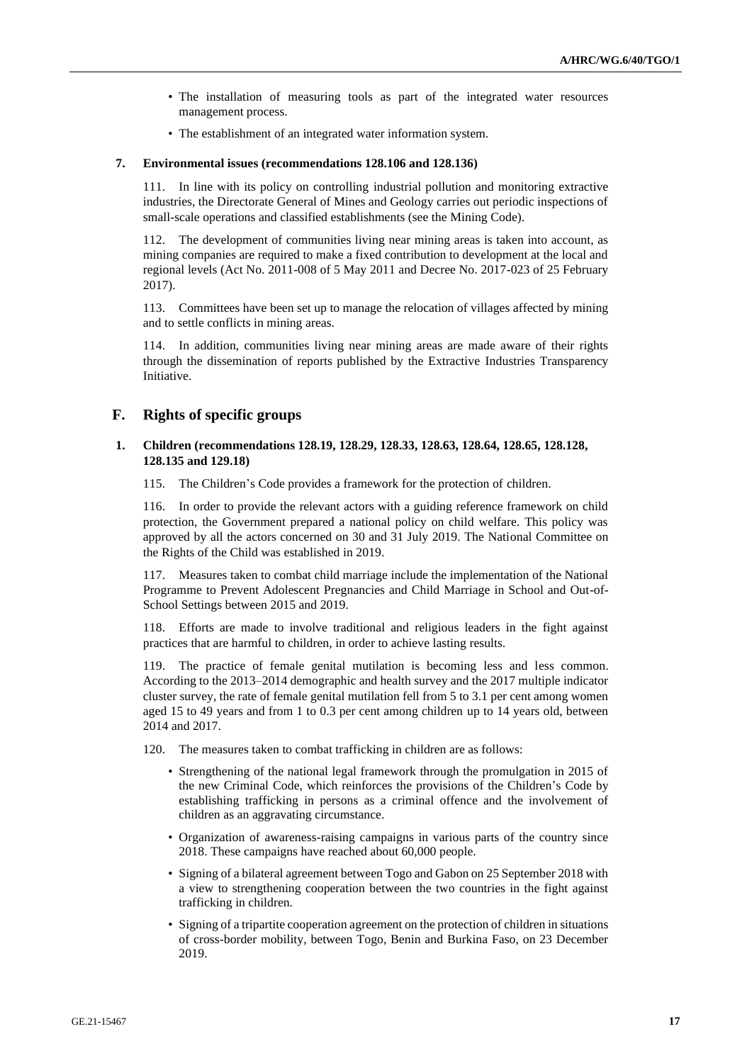- The installation of measuring tools as part of the integrated water resources management process.
- The establishment of an integrated water information system.

#### 7. Environmental issues (recommendations 128.106 and 128.136)

111. In line with its policy on controlling industrial pollution and monitoring extractive industries, the Directorate General of Mines and Geology carries out periodic inspections of small-scale operations and classified establishments (see the Mining Code).

112. The development of communities living near mining areas is taken into account, as mining companies are required to make a fixed contribution to development at the local and regional levels (Act No. 2011-008 of 5 May 2011 and Decree No. 2017-023 of 25 February 2017).

113. Committees have been set up to manage the relocation of villages affected by mining and to settle conflicts in mining areas.

114. In addition, communities living near mining areas are made aware of their rights through the dissemination of reports published by the Extractive Industries Transparency Initiative.

## F. Rights of specific groups

#### 1. Children (recommendations 128.19, 128.29, 128.33, 128.63, 128.64, 128.65, 128.128, 128.135 and 129.18)

115. The Children's Code provides a framework for the protection of children.

116. In order to provide the relevant actors with a guiding reference framework on child protection, the Government prepared a national policy on child welfare. This policy was approved by all the actors concerned on 30 and 31 July 2019. The National Committee on the Rights of the Child was established in 2019.

117. Measures taken to combat child marriage include the implementation of the National Programme to Prevent Adolescent Pregnancies and Child Marriage in School and Out-of-School Settings between 2015 and 2019.

118. Efforts are made to involve traditional and religious leaders in the fight against practices that are harmful to children, in order to achieve lasting results.

119. The practice of female genital mutilation is becoming less and less common. According to the 2013–2014 demographic and health survey and the 2017 multiple indicator cluster survey, the rate of female genital mutilation fell from 5 to 3.1 per cent among women aged 15 to 49 years and from 1 to 0.3 per cent among children up to 14 years old, between 2014 and 2017.

120. The measures taken to combat trafficking in children are as follows:

- Strengthening of the national legal framework through the promulgation in 2015 of the new Criminal Code, which reinforces the provisions of the Children's Code by establishing trafficking in persons as a criminal offence and the involvement of children as an aggravating circumstance.
- Organization of awareness-raising campaigns in various parts of the country since 2018. These campaigns have reached about 60,000 people.
- Signing of a bilateral agreement between Togo and Gabon on 25 September 2018 with a view to strengthening cooperation between the two countries in the fight against trafficking in children.
- Signing of a tripartite cooperation agreement on the protection of children in situations of cross-border mobility, between Togo, Benin and Burkina Faso, on 23 December 2019.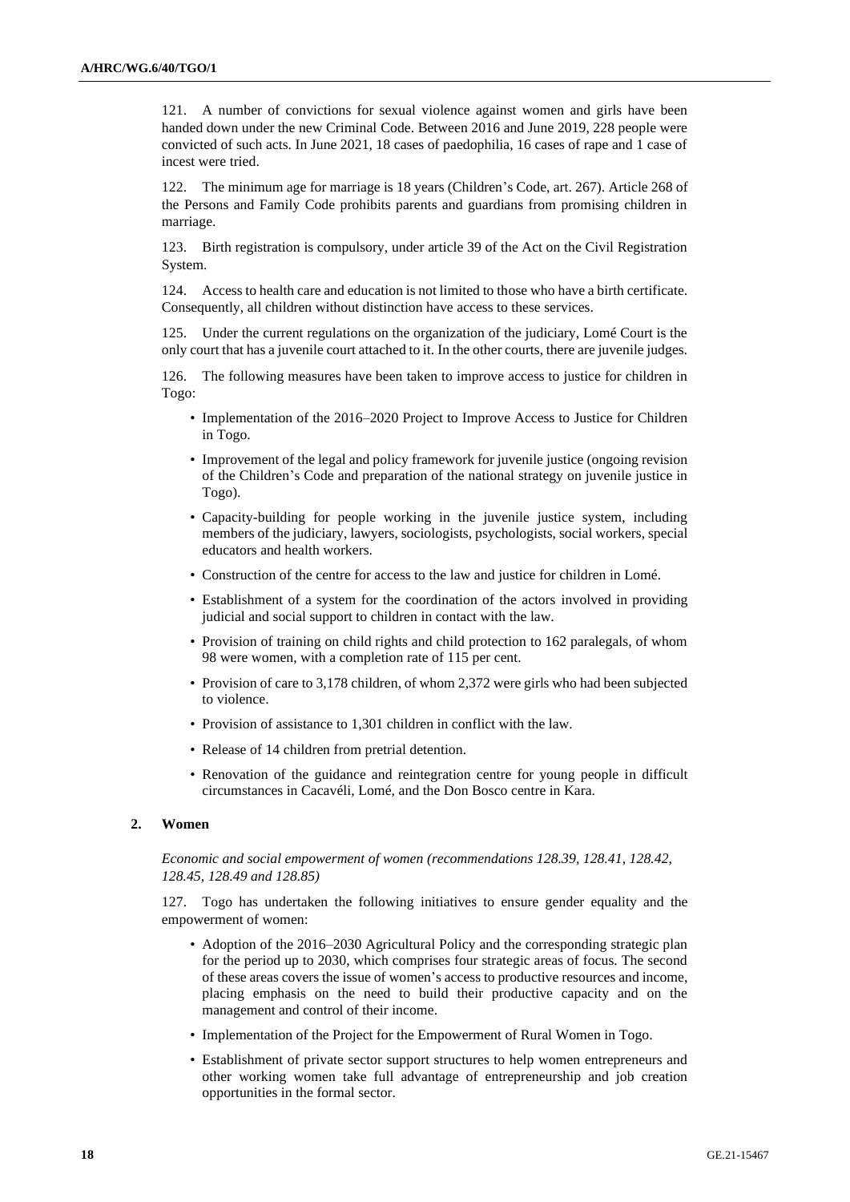121. A number of convictions for sexual violence against women and girls have been handed down under the new Criminal Code. Between 2016 and June 2019, 228 people were convicted of such acts. In June 2021, 18 cases of paedophilia, 16 cases of rape and 1 case of incest were tried.

122. The minimum age for marriage is 18 years (Children's Code, art. 267). Article 268 of the Persons and Family Code prohibits parents and guardians from promising children in marriage.

123. Birth registration is compulsory, under article 39 of the Act on the Civil Registration System.

124. Access to health care and education is not limited to those who have a birth certificate. Consequently, all children without distinction have access to these services.

125. Under the current regulations on the organization of the judiciary, Lomé Court is the only court that has a juvenile court attached to it. In the other courts, there are juvenile judges.

126. The following measures have been taken to improve access to justice for children in Togo:

- Implementation of the 2016–2020 Project to Improve Access to Justice for Children in Togo.
- Improvement of the legal and policy framework for juvenile justice (ongoing revision of the Children's Code and preparation of the national strategy on juvenile justice in Togo).
- Capacity-building for people working in the juvenile justice system, including members of the judiciary, lawyers, sociologists, psychologists, social workers, special educators and health workers.
- Construction of the centre for access to the law and justice for children in Lomé.
- Establishment of a system for the coordination of the actors involved in providing judicial and social support to children in contact with the law.
- Provision of training on child rights and child protection to 162 paralegals, of whom 98 were women, with a completion rate of 115 per cent.
- Provision of care to 3,178 children, of whom 2,372 were girls who had been subjected to violence.
- Provision of assistance to 1,301 children in conflict with the law.
- Release of 14 children from pretrial detention.
- Renovation of the guidance and reintegration centre for young people in difficult circumstances in Cacavéli, Lomé, and the Don Bosco centre in Kara.

### 2. Women

*Economic and social empowerment of women (recommendations 128.39, 128.41, 128.42, 128.45, 128.49 and 128.85)*

127. Togo has undertaken the following initiatives to ensure gender equality and the empowerment of women:

- Adoption of the 2016–2030 Agricultural Policy and the corresponding strategic plan for the period up to 2030, which comprises four strategic areas of focus. The second of these areas covers the issue of women's access to productive resources and income, placing emphasis on the need to build their productive capacity and on the management and control of their income.
- Implementation of the Project for the Empowerment of Rural Women in Togo.
- Establishment of private sector support structures to help women entrepreneurs and other working women take full advantage of entrepreneurship and job creation opportunities in the formal sector.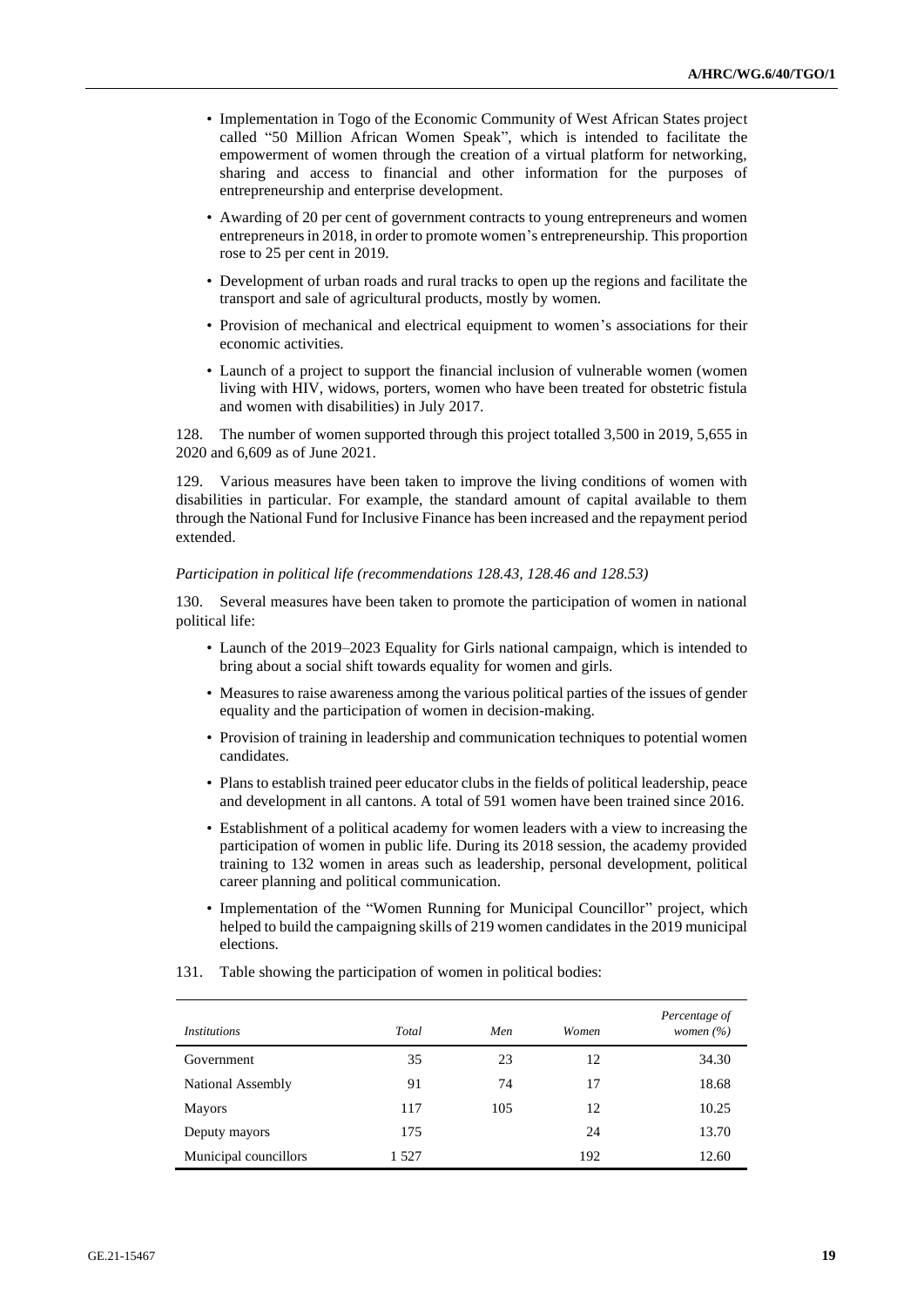- Implementation in Togo of the Economic Community of West African States project called "50 Million African Women Speak", which is intended to facilitate the empowerment of women through the creation of a virtual platform for networking, sharing and access to financial and other information for the purposes of entrepreneurship and enterprise development.
- Awarding of 20 per cent of government contracts to young entrepreneurs and women entrepreneurs in 2018, in order to promote women's entrepreneurship. This proportion rose to 25 per cent in 2019.
- Development of urban roads and rural tracks to open up the regions and facilitate the transport and sale of agricultural products, mostly by women.
- Provision of mechanical and electrical equipment to women's associations for their economic activities.
- Launch of a project to support the financial inclusion of vulnerable women (women living with HIV, widows, porters, women who have been treated for obstetric fistula and women with disabilities) in July 2017.

128. The number of women supported through this project totalled 3,500 in 2019, 5,655 in 2020 and 6,609 as of June 2021.

129. Various measures have been taken to improve the living conditions of women with disabilities in particular. For example, the standard amount of capital available to them through the National Fund for Inclusive Finance has been increased and the repayment period extended.

*Participation in political life (recommendations 128.43, 128.46 and 128.53)*

130. Several measures have been taken to promote the participation of women in national political life:

- Launch of the 2019–2023 Equality for Girls national campaign, which is intended to bring about a social shift towards equality for women and girls.
- Measures to raise awareness among the various political parties of the issues of gender equality and the participation of women in decision-making.
- Provision of training in leadership and communication techniques to potential women candidates.
- Plans to establish trained peer educator clubs in the fields of political leadership, peace and development in all cantons. A total of 591 women have been trained since 2016.
- Establishment of a political academy for women leaders with a view to increasing the participation of women in public life. During its 2018 session, the academy provided training to 132 women in areas such as leadership, personal development, political career planning and political communication.
- Implementation of the "Women Running for Municipal Councillor" project, which helped to build the campaigning skills of 219 women candidates in the 2019 municipal elections.

131. Table showing the participation of women in political bodies:

| *Institutions* | *Total* | *Men* | *Women* | *Percentage of women (%)* |
|---|---|---|---|---|
| Government | 35 | 23 | 12 | 34.30 |
| National Assembly | 91 | 74 | 17 | 18.68 |
| Mayors | 117 | 105 | 12 | 10.25 |
| Deputy mayors | 175 | | 24 | 13.70 |
| Municipal councillors | 1 527 | | 192 | 12.60 |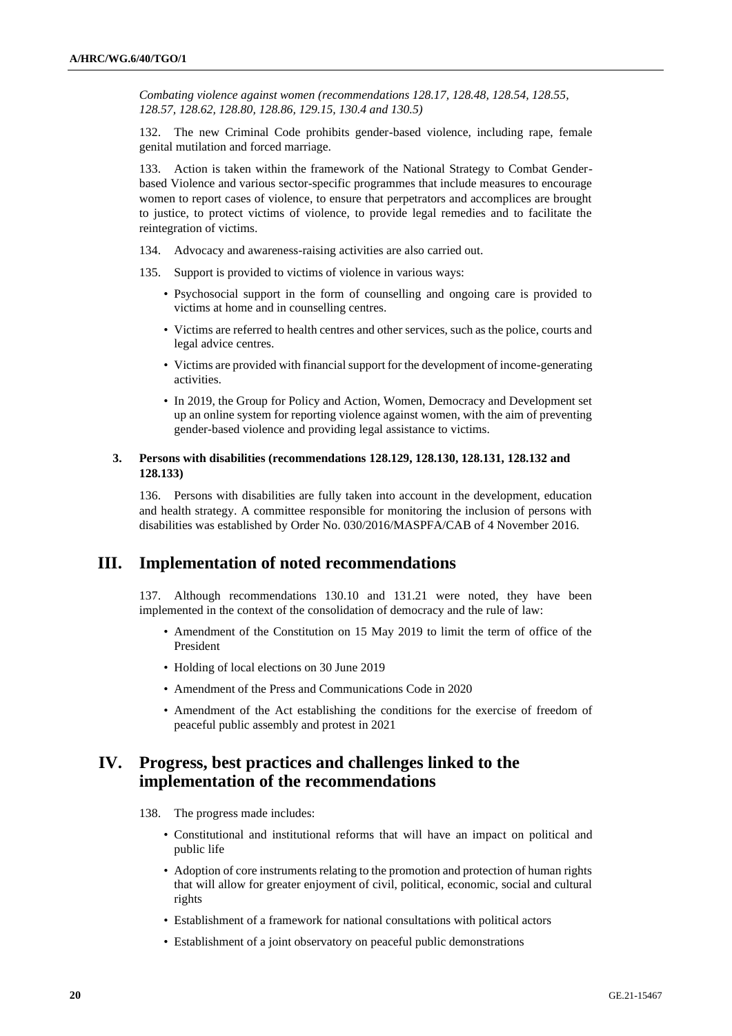*Combating violence against women (recommendations 128.17, 128.48, 128.54, 128.55, 128.57, 128.62, 128.80, 128.86, 129.15, 130.4 and 130.5)*

132. The new Criminal Code prohibits gender-based violence, including rape, female genital mutilation and forced marriage.

133. Action is taken within the framework of the National Strategy to Combat Gender-based Violence and various sector-specific programmes that include measures to encourage women to report cases of violence, to ensure that perpetrators and accomplices are brought to justice, to protect victims of violence, to provide legal remedies and to facilitate the reintegration of victims.

134. Advocacy and awareness-raising activities are also carried out.

135. Support is provided to victims of violence in various ways:

- Psychosocial support in the form of counselling and ongoing care is provided to victims at home and in counselling centres.
- Victims are referred to health centres and other services, such as the police, courts and legal advice centres.
- Victims are provided with financial support for the development of income-generating activities.
- In 2019, the Group for Policy and Action, Women, Democracy and Development set up an online system for reporting violence against women, with the aim of preventing gender-based violence and providing legal assistance to victims.

### 3. Persons with disabilities (recommendations 128.129, 128.130, 128.131, 128.132 and 128.133)

136. Persons with disabilities are fully taken into account in the development, education and health strategy. A committee responsible for monitoring the inclusion of persons with disabilities was established by Order No. 030/2016/MASPFA/CAB of 4 November 2016.

## III. Implementation of noted recommendations

137. Although recommendations 130.10 and 131.21 were noted, they have been implemented in the context of the consolidation of democracy and the rule of law:

- Amendment of the Constitution on 15 May 2019 to limit the term of office of the President
- Holding of local elections on 30 June 2019
- Amendment of the Press and Communications Code in 2020
- Amendment of the Act establishing the conditions for the exercise of freedom of peaceful public assembly and protest in 2021

## IV. Progress, best practices and challenges linked to the implementation of the recommendations

138. The progress made includes:

- Constitutional and institutional reforms that will have an impact on political and public life
- Adoption of core instruments relating to the promotion and protection of human rights that will allow for greater enjoyment of civil, political, economic, social and cultural rights
- Establishment of a framework for national consultations with political actors
- Establishment of a joint observatory on peaceful public demonstrations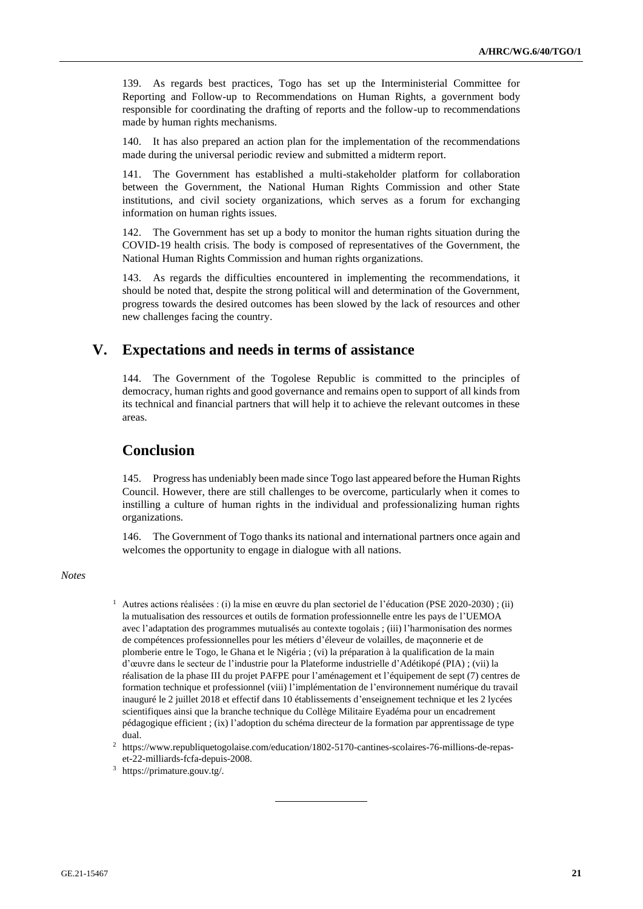139. As regards best practices, Togo has set up the Interministerial Committee for Reporting and Follow-up to Recommendations on Human Rights, a government body responsible for coordinating the drafting of reports and the follow-up to recommendations made by human rights mechanisms.

140. It has also prepared an action plan for the implementation of the recommendations made during the universal periodic review and submitted a midterm report.

141. The Government has established a multi-stakeholder platform for collaboration between the Government, the National Human Rights Commission and other State institutions, and civil society organizations, which serves as a forum for exchanging information on human rights issues.

142. The Government has set up a body to monitor the human rights situation during the COVID-19 health crisis. The body is composed of representatives of the Government, the National Human Rights Commission and human rights organizations.

143. As regards the difficulties encountered in implementing the recommendations, it should be noted that, despite the strong political will and determination of the Government, progress towards the desired outcomes has been slowed by the lack of resources and other new challenges facing the country.

## V. Expectations and needs in terms of assistance

144. The Government of the Togolese Republic is committed to the principles of democracy, human rights and good governance and remains open to support of all kinds from its technical and financial partners that will help it to achieve the relevant outcomes in these areas.

## Conclusion

145. Progress has undeniably been made since Togo last appeared before the Human Rights Council. However, there are still challenges to be overcome, particularly when it comes to instilling a culture of human rights in the individual and professionalizing human rights organizations.

146. The Government of Togo thanks its national and international partners once again and welcomes the opportunity to engage in dialogue with all nations.

*Notes*

[1] Autres actions réalisées : (i) la mise en œuvre du plan sectoriel de l'éducation (PSE 2020-2030) ; (ii) la mutualisation des ressources et outils de formation professionnelle entre les pays de l'UEMOA avec l'adaptation des programmes mutualisés au contexte togolais ; (iii) l'harmonisation des normes de compétences professionnelles pour les métiers d'éleveur de volailles, de maçonnerie et de plomberie entre le Togo, le Ghana et le Nigéria ; (vi) la préparation à la qualification de la main d'œuvre dans le secteur de l'industrie pour la Plateforme industrielle d'Adétikopé (PIA) ; (vii) la réalisation de la phase III du projet PAFPE pour l'aménagement et l'équipement de sept (7) centres de formation technique et professionnel (viii) l'implémentation de l'environnement numérique du travail inauguré le 2 juillet 2018 et effectif dans 10 établissements d'enseignement technique et les 2 lycées scientifiques ainsi que la branche technique du Collège Militaire Eyadéma pour un encadrement pédagogique efficient ; (ix) l'adoption du schéma directeur de la formation par apprentissage de type dual.

[2] https://www.republiquetogolaise.com/education/1802-5170-cantines-scolaires-76-millions-de-repas-et-22-milliards-fcfa-depuis-2008.

[3] https://primature.gouv.tg/.